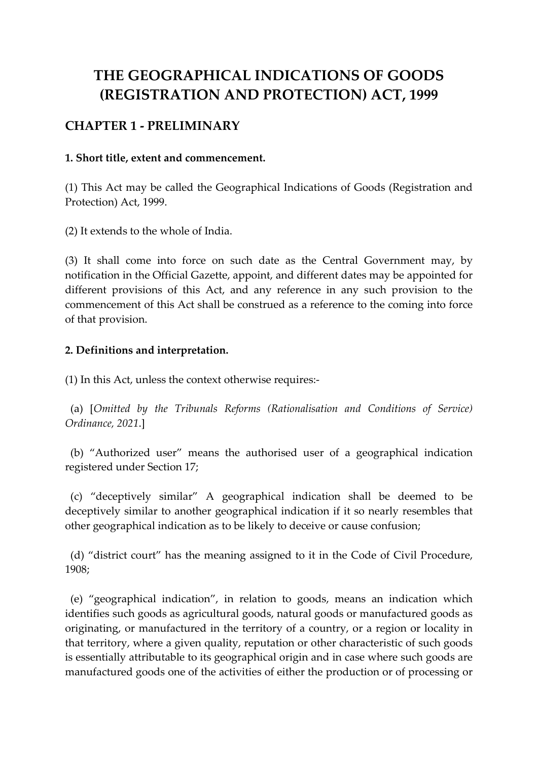# THE GEOGRAPHICAL INDICATIONS OF GOODS (REGISTRATION AND PROTECTION) ACT, 1999

## CHAPTER 1 - PRELIMINARY

**1. Short title, extent and commencement.**

(1) This Act may be called the Geographical Indications of Goods (Registration and Protection) Act, 1999.

(2) It extends to the whole of India.

(3) It shall come into force on such date as the Central Government may, by notification in the Official Gazette, appoint, and different dates may be appointed for different provisions of this Act, and any reference in any such provision to the commencement of this Act shall be construed as a reference to the coming into force of that provision.

**2. Definitions and interpretation.**

(1) In this Act, unless the context otherwise requires:-

(a) [*Omitted by the Tribunals Reforms (Rationalisation and Conditions of Service) Ordinance, 2021*.]

(b) "Authorized user" means the authorised user of a geographical indication registered under Section 17;

(c) "deceptively similar" A geographical indication shall be deemed to be deceptively similar to another geographical indication if it so nearly resembles that other geographical indication as to be likely to deceive or cause confusion;

(d) "district court" has the meaning assigned to it in the Code of Civil Procedure, 1908;

(e) "geographical indication", in relation to goods, means an indication which identifies such goods as agricultural goods, natural goods or manufactured goods as originating, or manufactured in the territory of a country, or a region or locality in that territory, where a given quality, reputation or other characteristic of such goods is essentially attributable to its geographical origin and in case where such goods are manufactured goods one of the activities of either the production or of processing or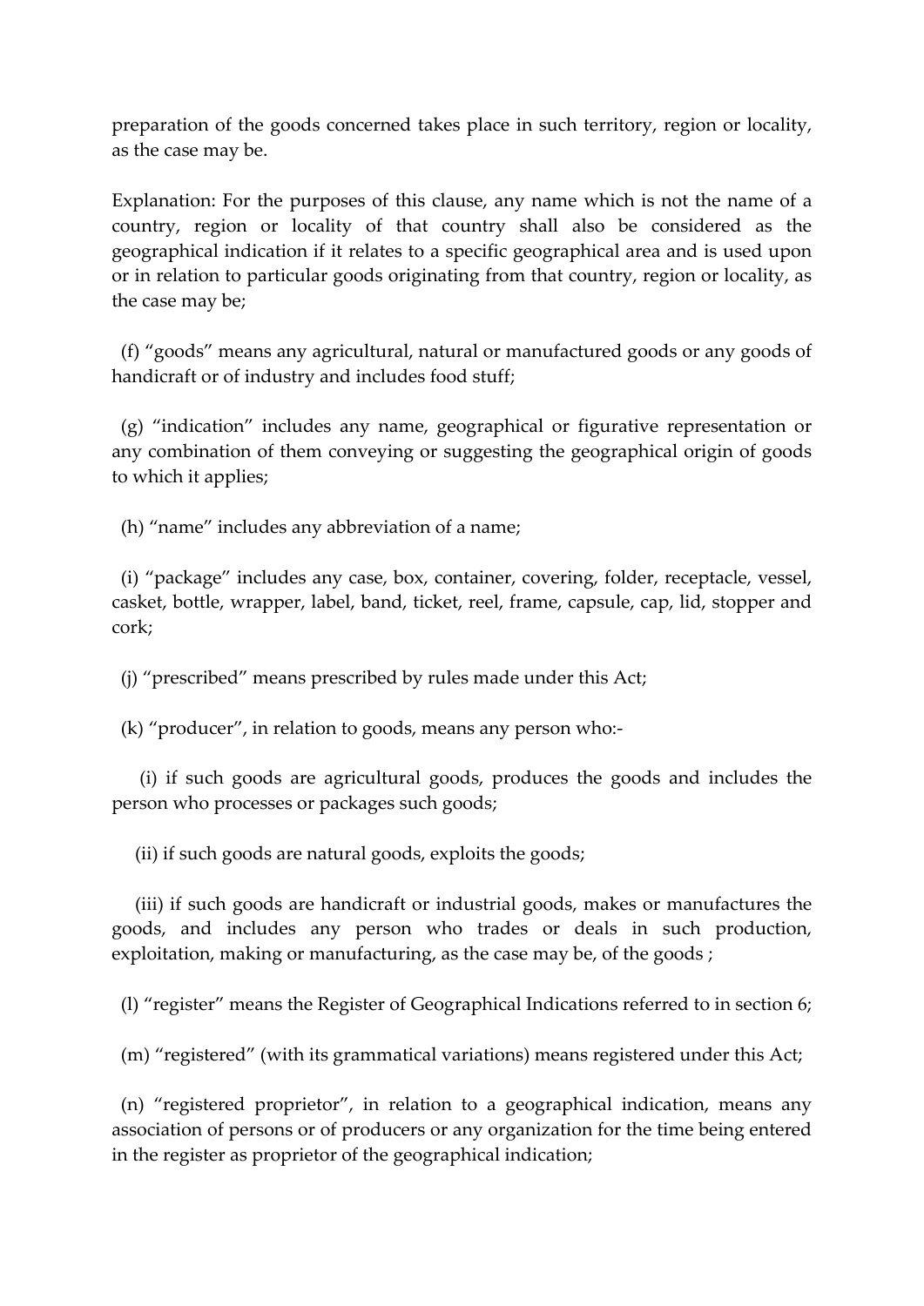preparation of the goods concerned takes place in such territory, region or locality, as the case may be.

Explanation: For the purposes of this clause, any name which is not the name of a country, region or locality of that country shall also be considered as the geographical indication if it relates to a specific geographical area and is used upon or in relation to particular goods originating from that country, region or locality, as the case may be;

(f) “goods” means any agricultural, natural or manufactured goods or any goods of handicraft or of industry and includes food stuff;

(g) “indication” includes any name, geographical or figurative representation or any combination of them conveying or suggesting the geographical origin of goods to which it applies;

(h) “name” includes any abbreviation of a name;

(i) “package” includes any case, box, container, covering, folder, receptacle, vessel, casket, bottle, wrapper, label, band, ticket, reel, frame, capsule, cap, lid, stopper and cork;

(j) “prescribed” means prescribed by rules made under this Act;

(k) “producer”, in relation to goods, means any person who:-

(i) if such goods are agricultural goods, produces the goods and includes the person who processes or packages such goods;

(ii) if such goods are natural goods, exploits the goods;

(iii) if such goods are handicraft or industrial goods, makes or manufactures the goods, and includes any person who trades or deals in such production, exploitation, making or manufacturing, as the case may be, of the goods ;

(l) “register” means the Register of Geographical Indications referred to in section 6;

(m) “registered” (with its grammatical variations) means registered under this Act;

(n) “registered proprietor”, in relation to a geographical indication, means any association of persons or of producers or any organization for the time being entered in the register as proprietor of the geographical indication;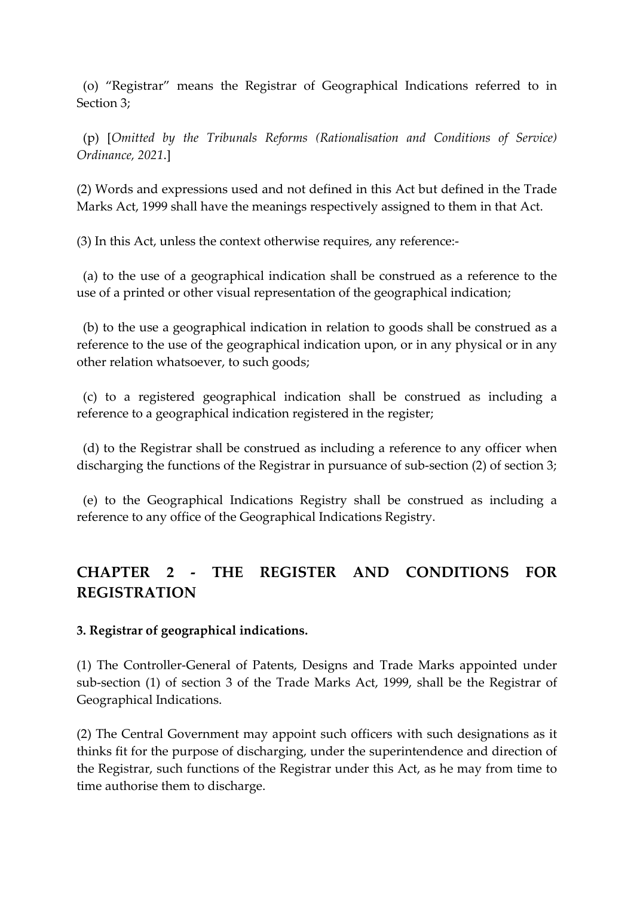(o) "Registrar" means the Registrar of Geographical Indications referred to in Section 3;

(p) [*Omitted by the Tribunals Reforms (Rationalisation and Conditions of Service) Ordinance, 2021*.]

(2) Words and expressions used and not defined in this Act but defined in the Trade Marks Act, 1999 shall have the meanings respectively assigned to them in that Act.

(3) In this Act, unless the context otherwise requires, any reference:-

(a) to the use of a geographical indication shall be construed as a reference to the use of a printed or other visual representation of the geographical indication;

(b) to the use a geographical indication in relation to goods shall be construed as a reference to the use of the geographical indication upon, or in any physical or in any other relation whatsoever, to such goods;

(c) to a registered geographical indication shall be construed as including a reference to a geographical indication registered in the register;

(d) to the Registrar shall be construed as including a reference to any officer when discharging the functions of the Registrar in pursuance of sub-section (2) of section 3;

(e) to the Geographical Indications Registry shall be construed as including a reference to any office of the Geographical Indications Registry.

## CHAPTER 2 - THE REGISTER AND CONDITIONS FOR REGISTRATION

**3. Registrar of geographical indications.**

(1) The Controller-General of Patents, Designs and Trade Marks appointed under sub-section (1) of section 3 of the Trade Marks Act, 1999, shall be the Registrar of Geographical Indications.

(2) The Central Government may appoint such officers with such designations as it thinks fit for the purpose of discharging, under the superintendence and direction of the Registrar, such functions of the Registrar under this Act, as he may from time to time authorise them to discharge.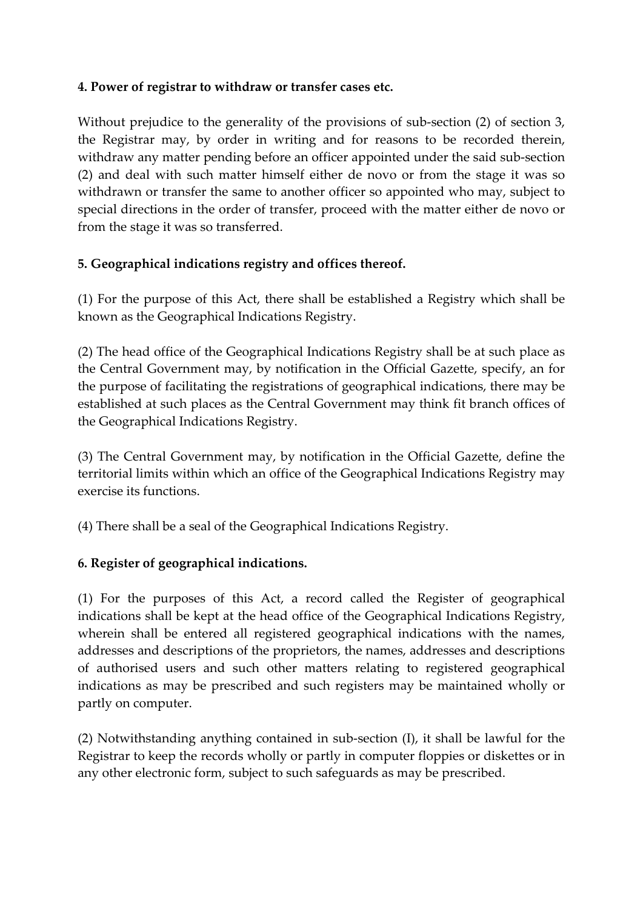**4. Power of registrar to withdraw or transfer cases etc.**

Without prejudice to the generality of the provisions of sub-section (2) of section 3, the Registrar may, by order in writing and for reasons to be recorded therein, withdraw any matter pending before an officer appointed under the said sub-section (2) and deal with such matter himself either de novo or from the stage it was so withdrawn or transfer the same to another officer so appointed who may, subject to special directions in the order of transfer, proceed with the matter either de novo or from the stage it was so transferred.

**5. Geographical indications registry and offices thereof.**

(1) For the purpose of this Act, there shall be established a Registry which shall be known as the Geographical Indications Registry.

(2) The head office of the Geographical Indications Registry shall be at such place as the Central Government may, by notification in the Official Gazette, specify, an for the purpose of facilitating the registrations of geographical indications, there may be established at such places as the Central Government may think fit branch offices of the Geographical Indications Registry.

(3) The Central Government may, by notification in the Official Gazette, define the territorial limits within which an office of the Geographical Indications Registry may exercise its functions.

(4) There shall be a seal of the Geographical Indications Registry.

**6. Register of geographical indications.**

(1) For the purposes of this Act, a record called the Register of geographical indications shall be kept at the head office of the Geographical Indications Registry, wherein shall be entered all registered geographical indications with the names, addresses and descriptions of the proprietors, the names, addresses and descriptions of authorised users and such other matters relating to registered geographical indications as may be prescribed and such registers may be maintained wholly or partly on computer.

(2) Notwithstanding anything contained in sub-section (I), it shall be lawful for the Registrar to keep the records wholly or partly in computer floppies or diskettes or in any other electronic form, subject to such safeguards as may be prescribed.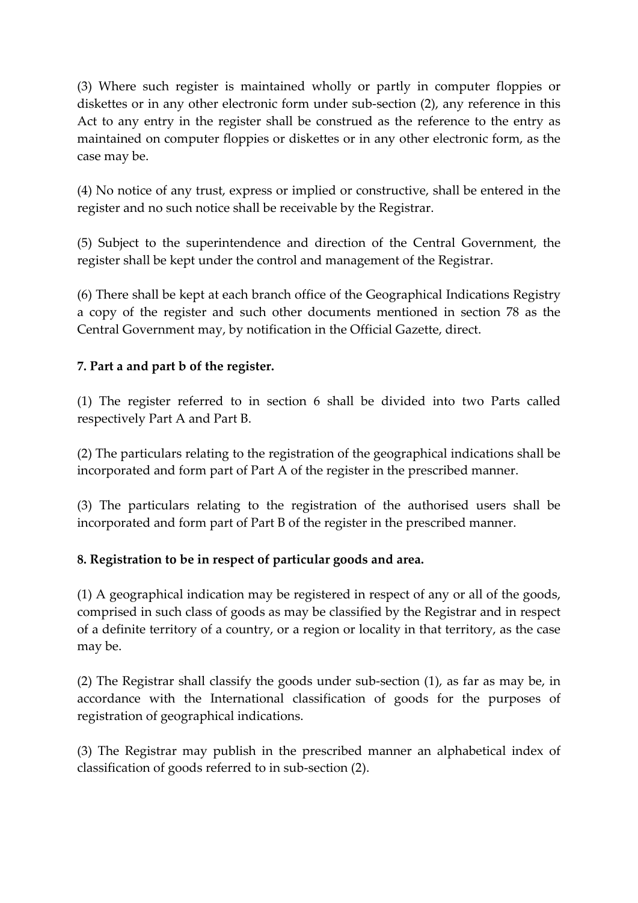(3) Where such register is maintained wholly or partly in computer floppies or diskettes or in any other electronic form under sub-section (2), any reference in this Act to any entry in the register shall be construed as the reference to the entry as maintained on computer floppies or diskettes or in any other electronic form, as the case may be.

(4) No notice of any trust, express or implied or constructive, shall be entered in the register and no such notice shall be receivable by the Registrar.

(5) Subject to the superintendence and direction of the Central Government, the register shall be kept under the control and management of the Registrar.

(6) There shall be kept at each branch office of the Geographical Indications Registry a copy of the register and such other documents mentioned in section 78 as the Central Government may, by notification in the Official Gazette, direct.

**7. Part a and part b of the register.**

(1) The register referred to in section 6 shall be divided into two Parts called respectively Part A and Part B.

(2) The particulars relating to the registration of the geographical indications shall be incorporated and form part of Part A of the register in the prescribed manner.

(3) The particulars relating to the registration of the authorised users shall be incorporated and form part of Part B of the register in the prescribed manner.

**8. Registration to be in respect of particular goods and area.**

(1) A geographical indication may be registered in respect of any or all of the goods, comprised in such class of goods as may be classified by the Registrar and in respect of a definite territory of a country, or a region or locality in that territory, as the case may be.

(2) The Registrar shall classify the goods under sub-section (1), as far as may be, in accordance with the International classification of goods for the purposes of registration of geographical indications.

(3) The Registrar may publish in the prescribed manner an alphabetical index of classification of goods referred to in sub-section (2).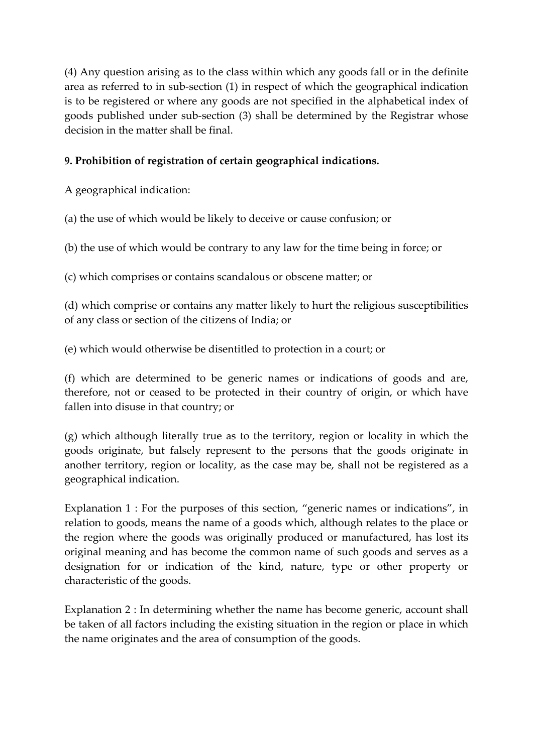(4) Any question arising as to the class within which any goods fall or in the definite area as referred to in sub-section (1) in respect of which the geographical indication is to be registered or where any goods are not specified in the alphabetical index of goods published under sub-section (3) shall be determined by the Registrar whose decision in the matter shall be final.

**9. Prohibition of registration of certain geographical indications.**

A geographical indication:

(a) the use of which would be likely to deceive or cause confusion; or

(b) the use of which would be contrary to any law for the time being in force; or

(c) which comprises or contains scandalous or obscene matter; or

(d) which comprise or contains any matter likely to hurt the religious susceptibilities of any class or section of the citizens of India; or

(e) which would otherwise be disentitled to protection in a court; or

(f) which are determined to be generic names or indications of goods and are, therefore, not or ceased to be protected in their country of origin, or which have fallen into disuse in that country; or

(g) which although literally true as to the territory, region or locality in which the goods originate, but falsely represent to the persons that the goods originate in another territory, region or locality, as the case may be, shall not be registered as a geographical indication.

Explanation 1 : For the purposes of this section, "generic names or indications", in relation to goods, means the name of a goods which, although relates to the place or the region where the goods was originally produced or manufactured, has lost its original meaning and has become the common name of such goods and serves as a designation for or indication of the kind, nature, type or other property or characteristic of the goods.

Explanation 2 : In determining whether the name has become generic, account shall be taken of all factors including the existing situation in the region or place in which the name originates and the area of consumption of the goods.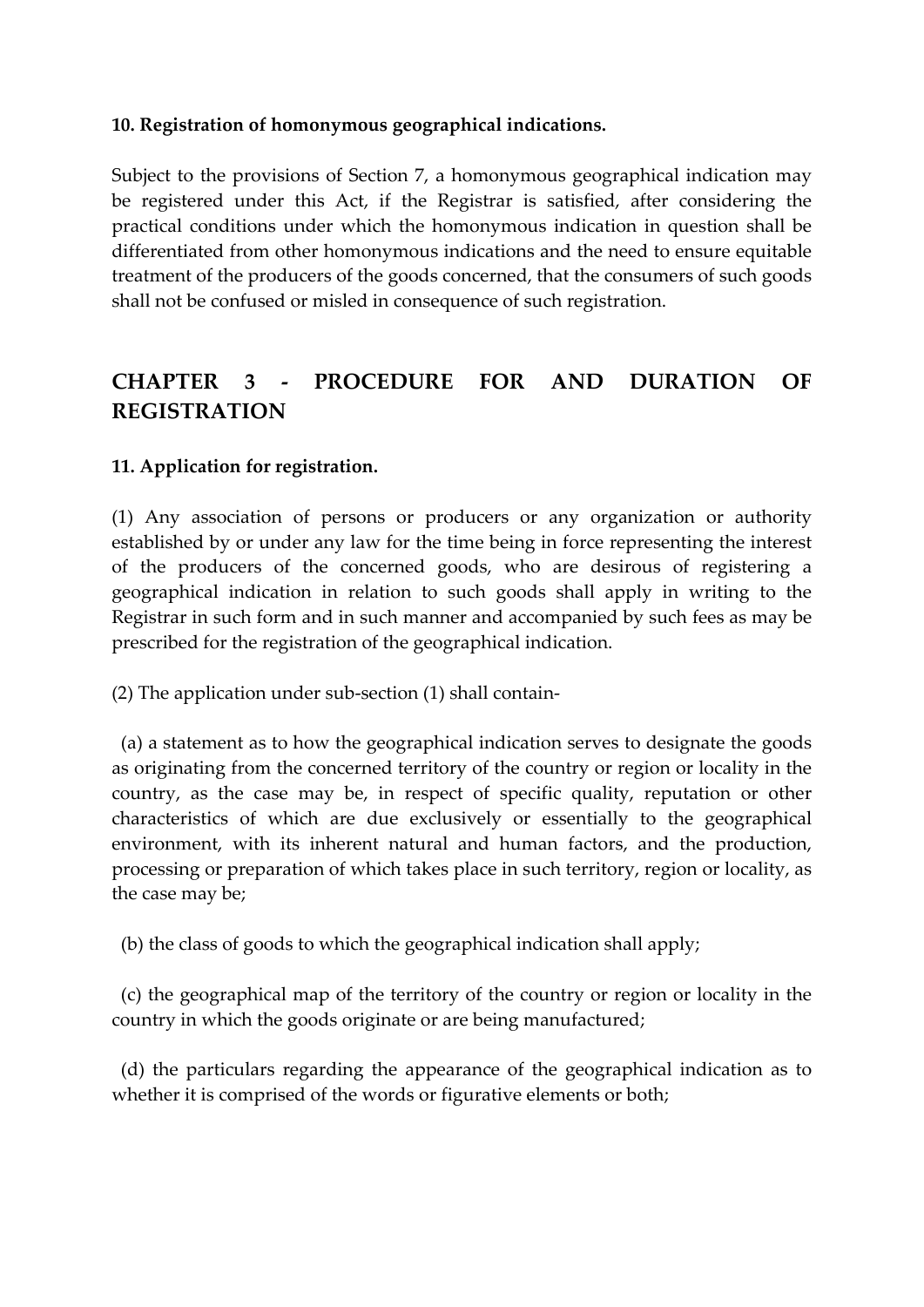### 10. Registration of homonymous geographical indications.

Subject to the provisions of Section 7, a homonymous geographical indication may be registered under this Act, if the Registrar is satisfied, after considering the practical conditions under which the homonymous indication in question shall be differentiated from other homonymous indications and the need to ensure equitable treatment of the producers of the goods concerned, that the consumers of such goods shall not be confused or misled in consequence of such registration.

## CHAPTER 3 - PROCEDURE FOR AND DURATION OF REGISTRATION

### 11. Application for registration.

(1) Any association of persons or producers or any organization or authority established by or under any law for the time being in force representing the interest of the producers of the concerned goods, who are desirous of registering a geographical indication in relation to such goods shall apply in writing to the Registrar in such form and in such manner and accompanied by such fees as may be prescribed for the registration of the geographical indication.

(2) The application under sub-section (1) shall contain-

(a) a statement as to how the geographical indication serves to designate the goods as originating from the concerned territory of the country or region or locality in the country, as the case may be, in respect of specific quality, reputation or other characteristics of which are due exclusively or essentially to the geographical environment, with its inherent natural and human factors, and the production, processing or preparation of which takes place in such territory, region or locality, as the case may be;

(b) the class of goods to which the geographical indication shall apply;

(c) the geographical map of the territory of the country or region or locality in the country in which the goods originate or are being manufactured;

(d) the particulars regarding the appearance of the geographical indication as to whether it is comprised of the words or figurative elements or both;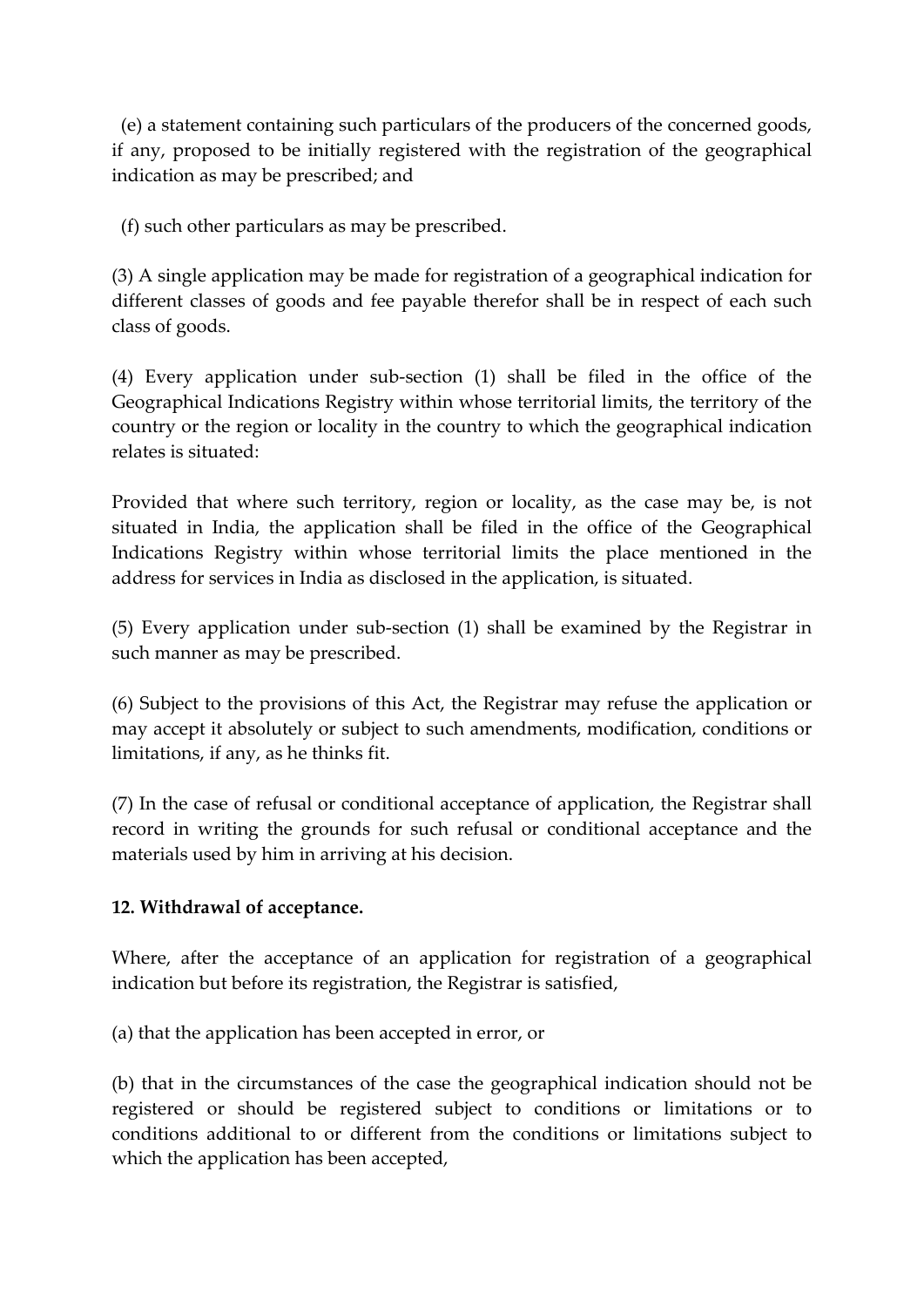(e) a statement containing such particulars of the producers of the concerned goods, if any, proposed to be initially registered with the registration of the geographical indication as may be prescribed; and

(f) such other particulars as may be prescribed.

(3) A single application may be made for registration of a geographical indication for different classes of goods and fee payable therefor shall be in respect of each such class of goods.

(4) Every application under sub-section (1) shall be filed in the office of the Geographical Indications Registry within whose territorial limits, the territory of the country or the region or locality in the country to which the geographical indication relates is situated:

Provided that where such territory, region or locality, as the case may be, is not situated in India, the application shall be filed in the office of the Geographical Indications Registry within whose territorial limits the place mentioned in the address for services in India as disclosed in the application, is situated.

(5) Every application under sub-section (1) shall be examined by the Registrar in such manner as may be prescribed.

(6) Subject to the provisions of this Act, the Registrar may refuse the application or may accept it absolutely or subject to such amendments, modification, conditions or limitations, if any, as he thinks fit.

(7) In the case of refusal or conditional acceptance of application, the Registrar shall record in writing the grounds for such refusal or conditional acceptance and the materials used by him in arriving at his decision.

**12. Withdrawal of acceptance.**

Where, after the acceptance of an application for registration of a geographical indication but before its registration, the Registrar is satisfied,

(a) that the application has been accepted in error, or

(b) that in the circumstances of the case the geographical indication should not be registered or should be registered subject to conditions or limitations or to conditions additional to or different from the conditions or limitations subject to which the application has been accepted,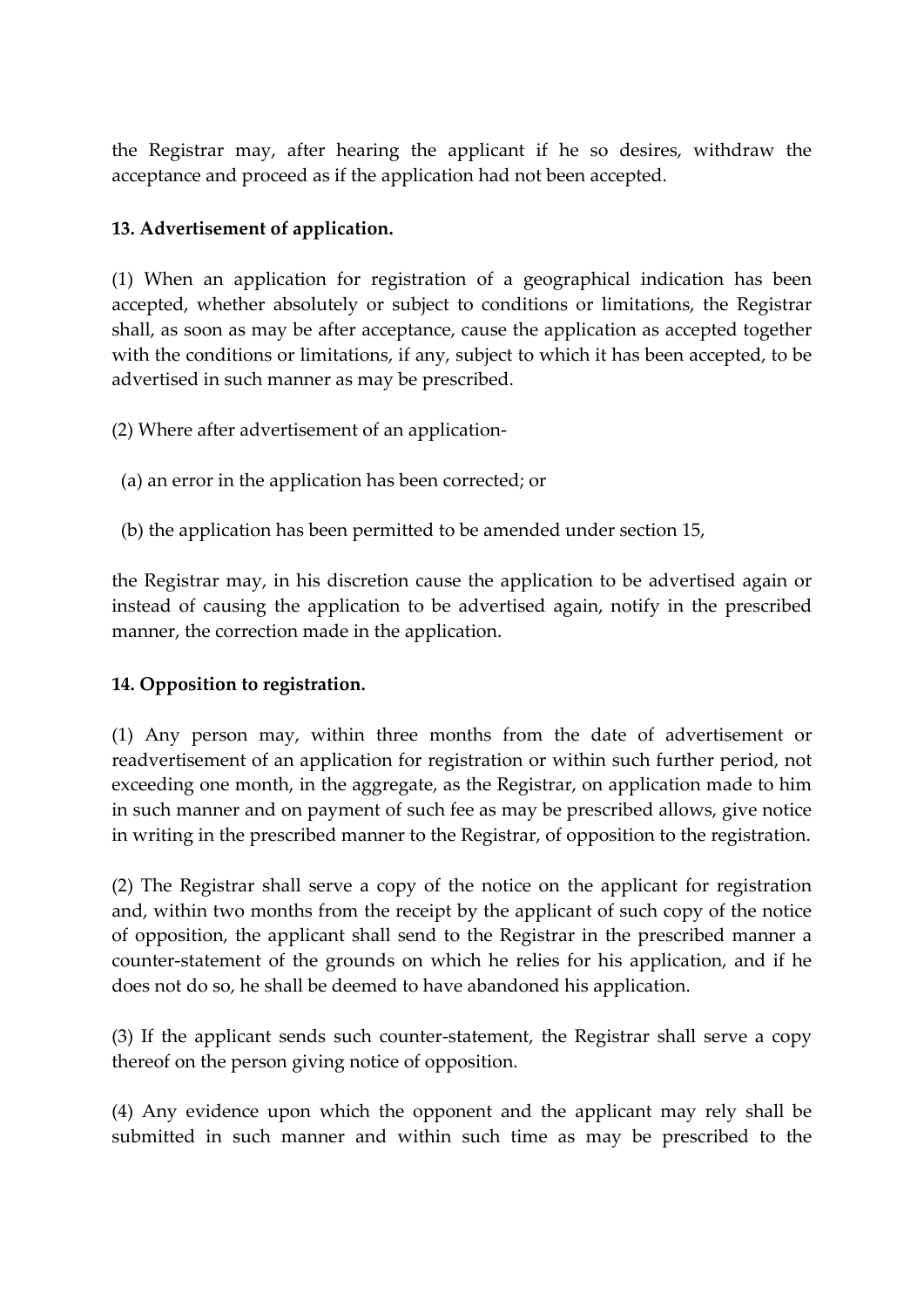the Registrar may, after hearing the applicant if he so desires, withdraw the acceptance and proceed as if the application had not been accepted.

**13. Advertisement of application.**

(1) When an application for registration of a geographical indication has been accepted, whether absolutely or subject to conditions or limitations, the Registrar shall, as soon as may be after acceptance, cause the application as accepted together with the conditions or limitations, if any, subject to which it has been accepted, to be advertised in such manner as may be prescribed.

(2) Where after advertisement of an application-

(a) an error in the application has been corrected; or

(b) the application has been permitted to be amended under section 15,

the Registrar may, in his discretion cause the application to be advertised again or instead of causing the application to be advertised again, notify in the prescribed manner, the correction made in the application.

**14. Opposition to registration.**

(1) Any person may, within three months from the date of advertisement or readvertisement of an application for registration or within such further period, not exceeding one month, in the aggregate, as the Registrar, on application made to him in such manner and on payment of such fee as may be prescribed allows, give notice in writing in the prescribed manner to the Registrar, of opposition to the registration.

(2) The Registrar shall serve a copy of the notice on the applicant for registration and, within two months from the receipt by the applicant of such copy of the notice of opposition, the applicant shall send to the Registrar in the prescribed manner a counter-statement of the grounds on which he relies for his application, and if he does not do so, he shall be deemed to have abandoned his application.

(3) If the applicant sends such counter-statement, the Registrar shall serve a copy thereof on the person giving notice of opposition.

(4) Any evidence upon which the opponent and the applicant may rely shall be submitted in such manner and within such time as may be prescribed to the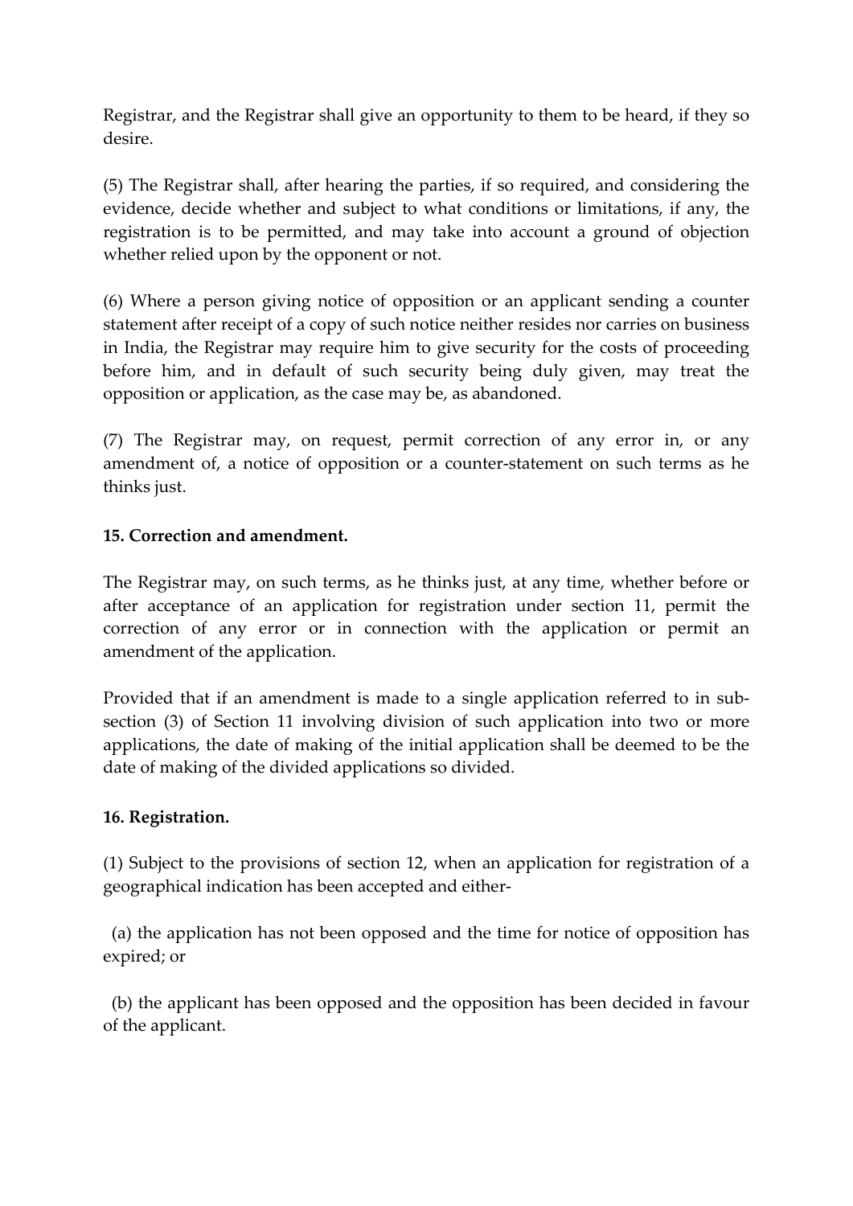Registrar, and the Registrar shall give an opportunity to them to be heard, if they so desire.

(5) The Registrar shall, after hearing the parties, if so required, and considering the evidence, decide whether and subject to what conditions or limitations, if any, the registration is to be permitted, and may take into account a ground of objection whether relied upon by the opponent or not.

(6) Where a person giving notice of opposition or an applicant sending a counter statement after receipt of a copy of such notice neither resides nor carries on business in India, the Registrar may require him to give security for the costs of proceeding before him, and in default of such security being duly given, may treat the opposition or application, as the case may be, as abandoned.

(7) The Registrar may, on request, permit correction of any error in, or any amendment of, a notice of opposition or a counter-statement on such terms as he thinks just.

**15. Correction and amendment.**

The Registrar may, on such terms, as he thinks just, at any time, whether before or after acceptance of an application for registration under section 11, permit the correction of any error or in connection with the application or permit an amendment of the application.

Provided that if an amendment is made to a single application referred to in sub-section (3) of Section 11 involving division of such application into two or more applications, the date of making of the initial application shall be deemed to be the date of making of the divided applications so divided.

**16. Registration.**

(1) Subject to the provisions of section 12, when an application for registration of a geographical indication has been accepted and either-

(a) the application has not been opposed and the time for notice of opposition has expired; or

(b) the applicant has been opposed and the opposition has been decided in favour of the applicant.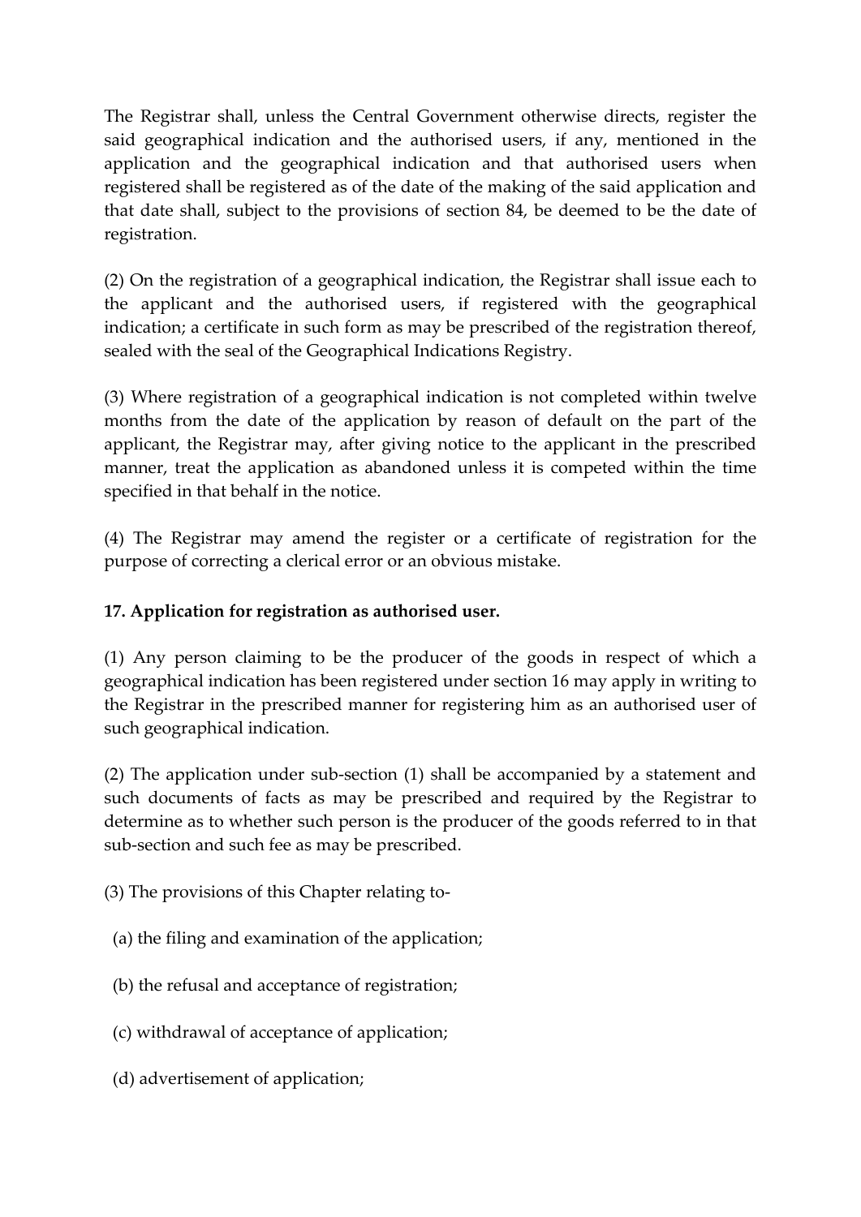The Registrar shall, unless the Central Government otherwise directs, register the said geographical indication and the authorised users, if any, mentioned in the application and the geographical indication and that authorised users when registered shall be registered as of the date of the making of the said application and that date shall, subject to the provisions of section 84, be deemed to be the date of registration.

(2) On the registration of a geographical indication, the Registrar shall issue each to the applicant and the authorised users, if registered with the geographical indication; a certificate in such form as may be prescribed of the registration thereof, sealed with the seal of the Geographical Indications Registry.

(3) Where registration of a geographical indication is not completed within twelve months from the date of the application by reason of default on the part of the applicant, the Registrar may, after giving notice to the applicant in the prescribed manner, treat the application as abandoned unless it is competed within the time specified in that behalf in the notice.

(4) The Registrar may amend the register or a certificate of registration for the purpose of correcting a clerical error or an obvious mistake.

**17. Application for registration as authorised user.**

(1) Any person claiming to be the producer of the goods in respect of which a geographical indication has been registered under section 16 may apply in writing to the Registrar in the prescribed manner for registering him as an authorised user of such geographical indication.

(2) The application under sub-section (1) shall be accompanied by a statement and such documents of facts as may be prescribed and required by the Registrar to determine as to whether such person is the producer of the goods referred to in that sub-section and such fee as may be prescribed.

(3) The provisions of this Chapter relating to-

(a) the filing and examination of the application;

(b) the refusal and acceptance of registration;

(c) withdrawal of acceptance of application;

(d) advertisement of application;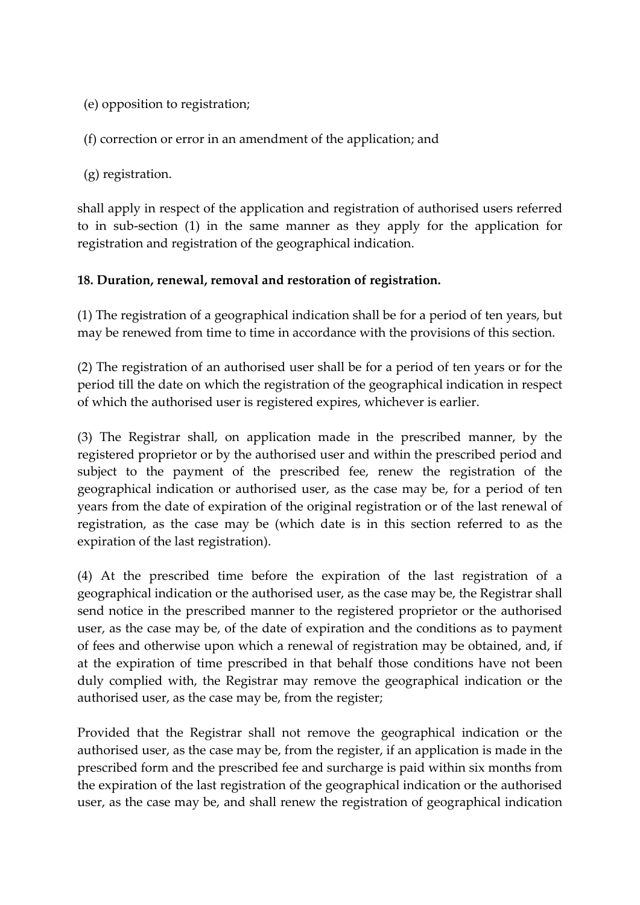(e) opposition to registration;

(f) correction or error in an amendment of the application; and

(g) registration.

shall apply in respect of the application and registration of authorised users referred to in sub-section (1) in the same manner as they apply for the application for registration and registration of the geographical indication.

**18. Duration, renewal, removal and restoration of registration.**

(1) The registration of a geographical indication shall be for a period of ten years, but may be renewed from time to time in accordance with the provisions of this section.

(2) The registration of an authorised user shall be for a period of ten years or for the period till the date on which the registration of the geographical indication in respect of which the authorised user is registered expires, whichever is earlier.

(3) The Registrar shall, on application made in the prescribed manner, by the registered proprietor or by the authorised user and within the prescribed period and subject to the payment of the prescribed fee, renew the registration of the geographical indication or authorised user, as the case may be, for a period of ten years from the date of expiration of the original registration or of the last renewal of registration, as the case may be (which date is in this section referred to as the expiration of the last registration).

(4) At the prescribed time before the expiration of the last registration of a geographical indication or the authorised user, as the case may be, the Registrar shall send notice in the prescribed manner to the registered proprietor or the authorised user, as the case may be, of the date of expiration and the conditions as to payment of fees and otherwise upon which a renewal of registration may be obtained, and, if at the expiration of time prescribed in that behalf those conditions have not been duly complied with, the Registrar may remove the geographical indication or the authorised user, as the case may be, from the register;

Provided that the Registrar shall not remove the geographical indication or the authorised user, as the case may be, from the register, if an application is made in the prescribed form and the prescribed fee and surcharge is paid within six months from the expiration of the last registration of the geographical indication or the authorised user, as the case may be, and shall renew the registration of geographical indication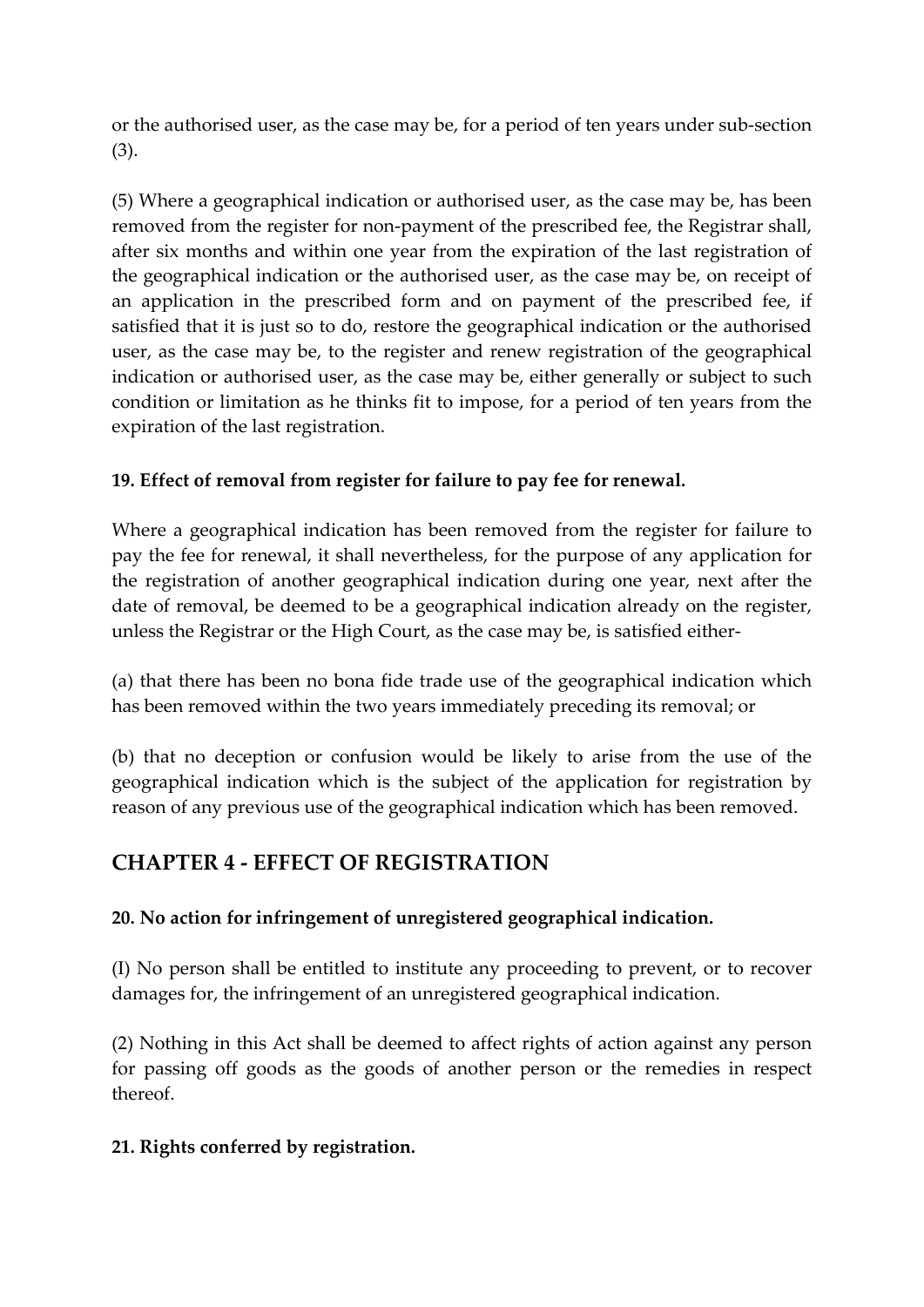or the authorised user, as the case may be, for a period of ten years under sub-section (3).

(5) Where a geographical indication or authorised user, as the case may be, has been removed from the register for non-payment of the prescribed fee, the Registrar shall, after six months and within one year from the expiration of the last registration of the geographical indication or the authorised user, as the case may be, on receipt of an application in the prescribed form and on payment of the prescribed fee, if satisfied that it is just so to do, restore the geographical indication or the authorised user, as the case may be, to the register and renew registration of the geographical indication or authorised user, as the case may be, either generally or subject to such condition or limitation as he thinks fit to impose, for a period of ten years from the expiration of the last registration.

**19. Effect of removal from register for failure to pay fee for renewal.**

Where a geographical indication has been removed from the register for failure to pay the fee for renewal, it shall nevertheless, for the purpose of any application for the registration of another geographical indication during one year, next after the date of removal, be deemed to be a geographical indication already on the register, unless the Registrar or the High Court, as the case may be, is satisfied either-

(a) that there has been no bona fide trade use of the geographical indication which has been removed within the two years immediately preceding its removal; or

(b) that no deception or confusion would be likely to arise from the use of the geographical indication which is the subject of the application for registration by reason of any previous use of the geographical indication which has been removed.

## CHAPTER 4 - EFFECT OF REGISTRATION

**20. No action for infringement of unregistered geographical indication.**

(I) No person shall be entitled to institute any proceeding to prevent, or to recover damages for, the infringement of an unregistered geographical indication.

(2) Nothing in this Act shall be deemed to affect rights of action against any person for passing off goods as the goods of another person or the remedies in respect thereof.

**21. Rights conferred by registration.**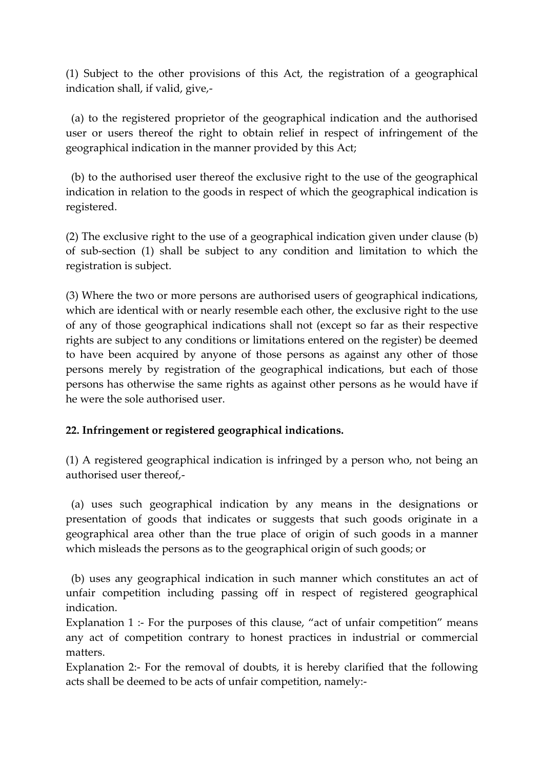(1) Subject to the other provisions of this Act, the registration of a geographical indication shall, if valid, give,-

(a) to the registered proprietor of the geographical indication and the authorised user or users thereof the right to obtain relief in respect of infringement of the geographical indication in the manner provided by this Act;

(b) to the authorised user thereof the exclusive right to the use of the geographical indication in relation to the goods in respect of which the geographical indication is registered.

(2) The exclusive right to the use of a geographical indication given under clause (b) of sub-section (1) shall be subject to any condition and limitation to which the registration is subject.

(3) Where the two or more persons are authorised users of geographical indications, which are identical with or nearly resemble each other, the exclusive right to the use of any of those geographical indications shall not (except so far as their respective rights are subject to any conditions or limitations entered on the register) be deemed to have been acquired by anyone of those persons as against any other of those persons merely by registration of the geographical indications, but each of those persons has otherwise the same rights as against other persons as he would have if he were the sole authorised user.

**22. Infringement or registered geographical indications.**

(1) A registered geographical indication is infringed by a person who, not being an authorised user thereof,-

(a) uses such geographical indication by any means in the designations or presentation of goods that indicates or suggests that such goods originate in a geographical area other than the true place of origin of such goods in a manner which misleads the persons as to the geographical origin of such goods; or

(b) uses any geographical indication in such manner which constitutes an act of unfair competition including passing off in respect of registered geographical indication.

Explanation 1 :- For the purposes of this clause, "act of unfair competition" means any act of competition contrary to honest practices in industrial or commercial matters.

Explanation 2:- For the removal of doubts, it is hereby clarified that the following acts shall be deemed to be acts of unfair competition, namely:-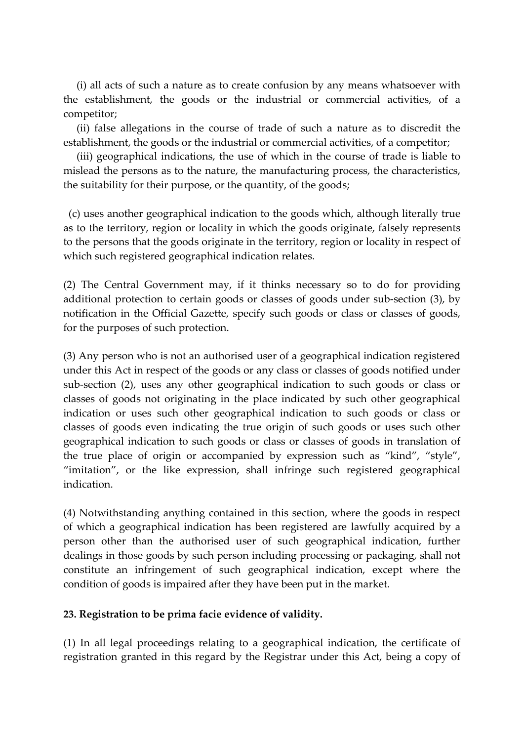(i) all acts of such a nature as to create confusion by any means whatsoever with the establishment, the goods or the industrial or commercial activities, of a competitor;

(ii) false allegations in the course of trade of such a nature as to discredit the establishment, the goods or the industrial or commercial activities, of a competitor;

(iii) geographical indications, the use of which in the course of trade is liable to mislead the persons as to the nature, the manufacturing process, the characteristics, the suitability for their purpose, or the quantity, of the goods;

(c) uses another geographical indication to the goods which, although literally true as to the territory, region or locality in which the goods originate, falsely represents to the persons that the goods originate in the territory, region or locality in respect of which such registered geographical indication relates.

(2) The Central Government may, if it thinks necessary so to do for providing additional protection to certain goods or classes of goods under sub-section (3), by notification in the Official Gazette, specify such goods or class or classes of goods, for the purposes of such protection.

(3) Any person who is not an authorised user of a geographical indication registered under this Act in respect of the goods or any class or classes of goods notified under sub-section (2), uses any other geographical indication to such goods or class or classes of goods not originating in the place indicated by such other geographical indication or uses such other geographical indication to such goods or class or classes of goods even indicating the true origin of such goods or uses such other geographical indication to such goods or class or classes of goods in translation of the true place of origin or accompanied by expression such as "kind", "style", "imitation", or the like expression, shall infringe such registered geographical indication.

(4) Notwithstanding anything contained in this section, where the goods in respect of which a geographical indication has been registered are lawfully acquired by a person other than the authorised user of such geographical indication, further dealings in those goods by such person including processing or packaging, shall not constitute an infringement of such geographical indication, except where the condition of goods is impaired after they have been put in the market.

**23. Registration to be prima facie evidence of validity.**

(1) In all legal proceedings relating to a geographical indication, the certificate of registration granted in this regard by the Registrar under this Act, being a copy of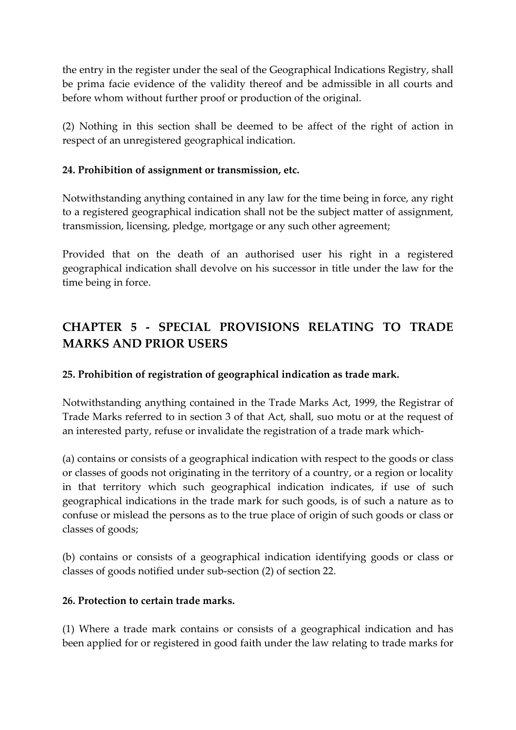the entry in the register under the seal of the Geographical Indications Registry, shall be prima facie evidence of the validity thereof and be admissible in all courts and before whom without further proof or production of the original.

(2) Nothing in this section shall be deemed to be affect of the right of action in respect of an unregistered geographical indication.

**24. Prohibition of assignment or transmission, etc.**

Notwithstanding anything contained in any law for the time being in force, any right to a registered geographical indication shall not be the subject matter of assignment, transmission, licensing, pledge, mortgage or any such other agreement;

Provided that on the death of an authorised user his right in a registered geographical indication shall devolve on his successor in title under the law for the time being in force.

## CHAPTER 5 - SPECIAL PROVISIONS RELATING TO TRADE MARKS AND PRIOR USERS

**25. Prohibition of registration of geographical indication as trade mark.**

Notwithstanding anything contained in the Trade Marks Act, 1999, the Registrar of Trade Marks referred to in section 3 of that Act, shall, suo motu or at the request of an interested party, refuse or invalidate the registration of a trade mark which-

(a) contains or consists of a geographical indication with respect to the goods or class or classes of goods not originating in the territory of a country, or a region or locality in that territory which such geographical indication indicates, if use of such geographical indications in the trade mark for such goods, is of such a nature as to confuse or mislead the persons as to the true place of origin of such goods or class or classes of goods;

(b) contains or consists of a geographical indication identifying goods or class or classes of goods notified under sub-section (2) of section 22.

**26. Protection to certain trade marks.**

(1) Where a trade mark contains or consists of a geographical indication and has been applied for or registered in good faith under the law relating to trade marks for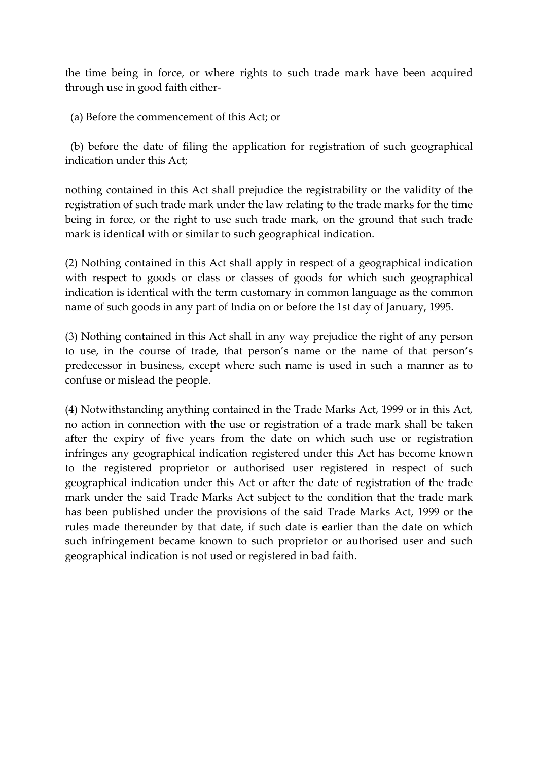the time being in force, or where rights to such trade mark have been acquired through use in good faith either-

(a) Before the commencement of this Act; or

(b) before the date of filing the application for registration of such geographical indication under this Act;

nothing contained in this Act shall prejudice the registrability or the validity of the registration of such trade mark under the law relating to the trade marks for the time being in force, or the right to use such trade mark, on the ground that such trade mark is identical with or similar to such geographical indication.

(2) Nothing contained in this Act shall apply in respect of a geographical indication with respect to goods or class or classes of goods for which such geographical indication is identical with the term customary in common language as the common name of such goods in any part of India on or before the 1st day of January, 1995.

(3) Nothing contained in this Act shall in any way prejudice the right of any person to use, in the course of trade, that person's name or the name of that person's predecessor in business, except where such name is used in such a manner as to confuse or mislead the people.

(4) Notwithstanding anything contained in the Trade Marks Act, 1999 or in this Act, no action in connection with the use or registration of a trade mark shall be taken after the expiry of five years from the date on which such use or registration infringes any geographical indication registered under this Act has become known to the registered proprietor or authorised user registered in respect of such geographical indication under this Act or after the date of registration of the trade mark under the said Trade Marks Act subject to the condition that the trade mark has been published under the provisions of the said Trade Marks Act, 1999 or the rules made thereunder by that date, if such date is earlier than the date on which such infringement became known to such proprietor or authorised user and such geographical indication is not used or registered in bad faith.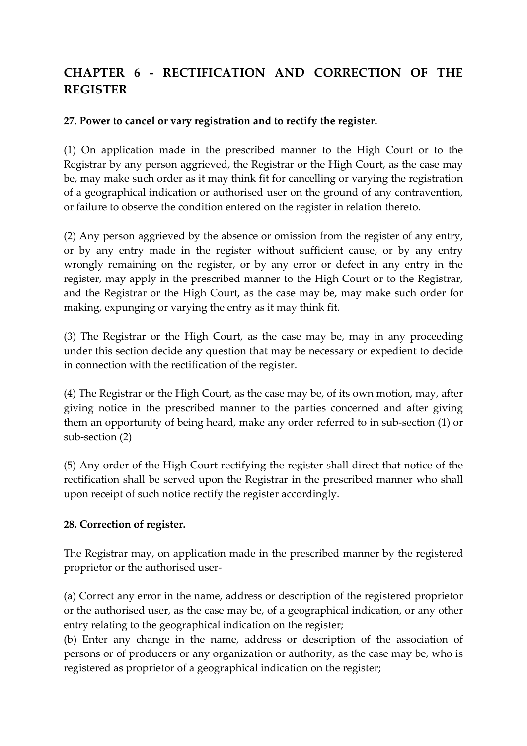## CHAPTER 6 - RECTIFICATION AND CORRECTION OF THE REGISTER

### 27. Power to cancel or vary registration and to rectify the register.

(1) On application made in the prescribed manner to the High Court or to the Registrar by any person aggrieved, the Registrar or the High Court, as the case may be, may make such order as it may think fit for cancelling or varying the registration of a geographical indication or authorised user on the ground of any contravention, or failure to observe the condition entered on the register in relation thereto.

(2) Any person aggrieved by the absence or omission from the register of any entry, or by any entry made in the register without sufficient cause, or by any entry wrongly remaining on the register, or by any error or defect in any entry in the register, may apply in the prescribed manner to the High Court or to the Registrar, and the Registrar or the High Court, as the case may be, may make such order for making, expunging or varying the entry as it may think fit.

(3) The Registrar or the High Court, as the case may be, may in any proceeding under this section decide any question that may be necessary or expedient to decide in connection with the rectification of the register.

(4) The Registrar or the High Court, as the case may be, of its own motion, may, after giving notice in the prescribed manner to the parties concerned and after giving them an opportunity of being heard, make any order referred to in sub-section (1) or sub-section (2)

(5) Any order of the High Court rectifying the register shall direct that notice of the rectification shall be served upon the Registrar in the prescribed manner who shall upon receipt of such notice rectify the register accordingly.

### 28. Correction of register.

The Registrar may, on application made in the prescribed manner by the registered proprietor or the authorised user-

(a) Correct any error in the name, address or description of the registered proprietor or the authorised user, as the case may be, of a geographical indication, or any other entry relating to the geographical indication on the register;
(b) Enter any change in the name, address or description of the association of persons or of producers or any organization or authority, as the case may be, who is registered as proprietor of a geographical indication on the register;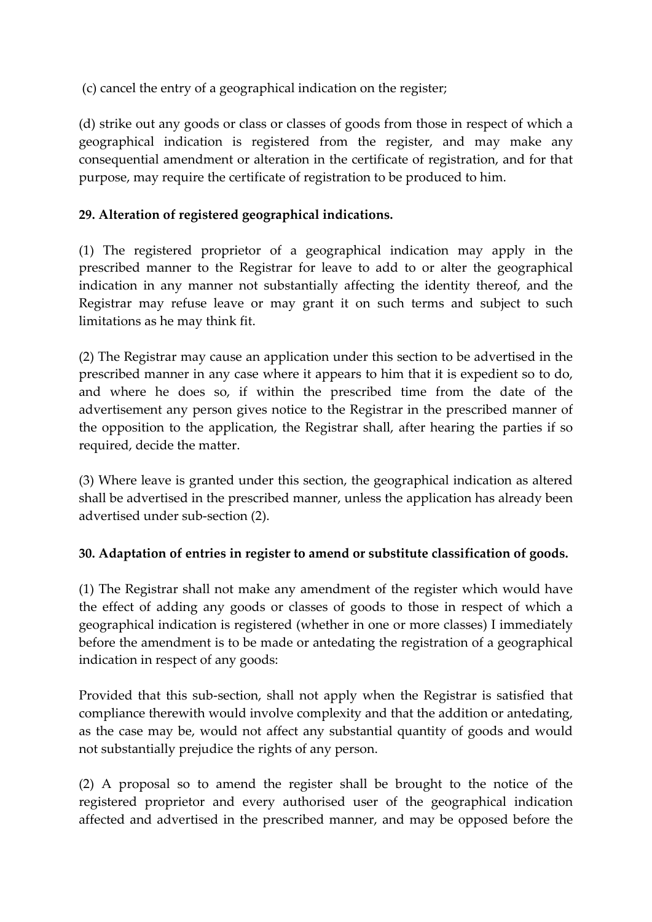(c) cancel the entry of a geographical indication on the register;

(d) strike out any goods or class or classes of goods from those in respect of which a geographical indication is registered from the register, and may make any consequential amendment or alteration in the certificate of registration, and for that purpose, may require the certificate of registration to be produced to him.

**29. Alteration of registered geographical indications.**

(1) The registered proprietor of a geographical indication may apply in the prescribed manner to the Registrar for leave to add to or alter the geographical indication in any manner not substantially affecting the identity thereof, and the Registrar may refuse leave or may grant it on such terms and subject to such limitations as he may think fit.

(2) The Registrar may cause an application under this section to be advertised in the prescribed manner in any case where it appears to him that it is expedient so to do, and where he does so, if within the prescribed time from the date of the advertisement any person gives notice to the Registrar in the prescribed manner of the opposition to the application, the Registrar shall, after hearing the parties if so required, decide the matter.

(3) Where leave is granted under this section, the geographical indication as altered shall be advertised in the prescribed manner, unless the application has already been advertised under sub-section (2).

**30. Adaptation of entries in register to amend or substitute classification of goods.**

(1) The Registrar shall not make any amendment of the register which would have the effect of adding any goods or classes of goods to those in respect of which a geographical indication is registered (whether in one or more classes) I immediately before the amendment is to be made or antedating the registration of a geographical indication in respect of any goods:

Provided that this sub-section, shall not apply when the Registrar is satisfied that compliance therewith would involve complexity and that the addition or antedating, as the case may be, would not affect any substantial quantity of goods and would not substantially prejudice the rights of any person.

(2) A proposal so to amend the register shall be brought to the notice of the registered proprietor and every authorised user of the geographical indication affected and advertised in the prescribed manner, and may be opposed before the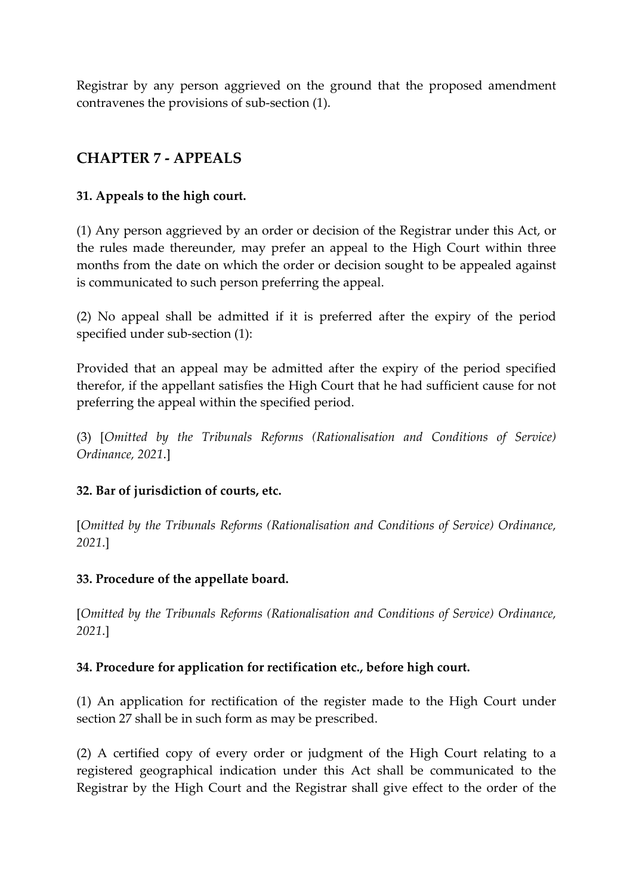Registrar by any person aggrieved on the ground that the proposed amendment contravenes the provisions of sub-section (1).

## CHAPTER 7 - APPEALS

### 31. Appeals to the high court.

(1) Any person aggrieved by an order or decision of the Registrar under this Act, or the rules made thereunder, may prefer an appeal to the High Court within three months from the date on which the order or decision sought to be appealed against is communicated to such person preferring the appeal.

(2) No appeal shall be admitted if it is preferred after the expiry of the period specified under sub-section (1):

Provided that an appeal may be admitted after the expiry of the period specified therefor, if the appellant satisfies the High Court that he had sufficient cause for not preferring the appeal within the specified period.

(3) [*Omitted by the Tribunals Reforms (Rationalisation and Conditions of Service) Ordinance, 2021.*]

### 32. Bar of jurisdiction of courts, etc.

[*Omitted by the Tribunals Reforms (Rationalisation and Conditions of Service) Ordinance, 2021.*]

### 33. Procedure of the appellate board.

[*Omitted by the Tribunals Reforms (Rationalisation and Conditions of Service) Ordinance, 2021.*]

### 34. Procedure for application for rectification etc., before high court.

(1) An application for rectification of the register made to the High Court under section 27 shall be in such form as may be prescribed.

(2) A certified copy of every order or judgment of the High Court relating to a registered geographical indication under this Act shall be communicated to the Registrar by the High Court and the Registrar shall give effect to the order of the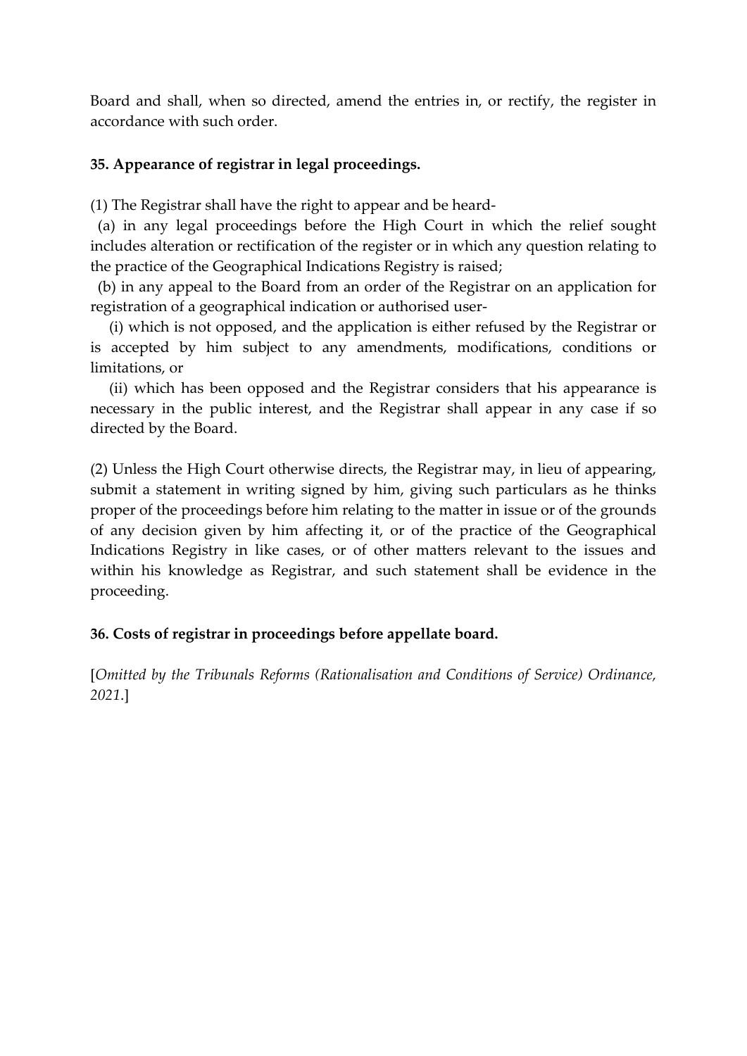Board and shall, when so directed, amend the entries in, or rectify, the register in accordance with such order.

**35. Appearance of registrar in legal proceedings.**

(1) The Registrar shall have the right to appear and be heard-

(a) in any legal proceedings before the High Court in which the relief sought includes alteration or rectification of the register or in which any question relating to the practice of the Geographical Indications Registry is raised;

(b) in any appeal to the Board from an order of the Registrar on an application for registration of a geographical indication or authorised user-

(i) which is not opposed, and the application is either refused by the Registrar or is accepted by him subject to any amendments, modifications, conditions or limitations, or

(ii) which has been opposed and the Registrar considers that his appearance is necessary in the public interest, and the Registrar shall appear in any case if so directed by the Board.

(2) Unless the High Court otherwise directs, the Registrar may, in lieu of appearing, submit a statement in writing signed by him, giving such particulars as he thinks proper of the proceedings before him relating to the matter in issue or of the grounds of any decision given by him affecting it, or of the practice of the Geographical Indications Registry in like cases, or of other matters relevant to the issues and within his knowledge as Registrar, and such statement shall be evidence in the proceeding.

**36. Costs of registrar in proceedings before appellate board.**

[*Omitted by the Tribunals Reforms (Rationalisation and Conditions of Service) Ordinance, 2021.*]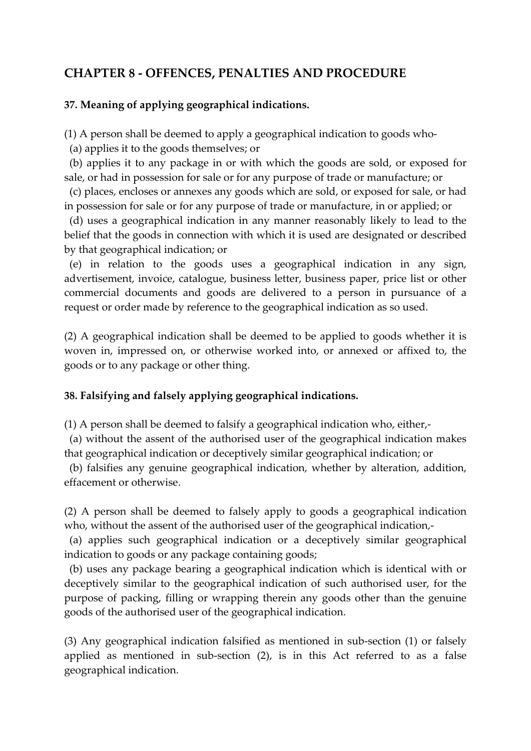## CHAPTER 8 - OFFENCES, PENALTIES AND PROCEDURE

### 37. Meaning of applying geographical indications.

(1) A person shall be deemed to apply a geographical indication to goods who-

(a) applies it to the goods themselves; or

(b) applies it to any package in or with which the goods are sold, or exposed for sale, or had in possession for sale or for any purpose of trade or manufacture; or

(c) places, encloses or annexes any goods which are sold, or exposed for sale, or had in possession for sale or for any purpose of trade or manufacture, in or applied; or

(d) uses a geographical indication in any manner reasonably likely to lead to the belief that the goods in connection with which it is used are designated or described by that geographical indication; or

(e) in relation to the goods uses a geographical indication in any sign, advertisement, invoice, catalogue, business letter, business paper, price list or other commercial documents and goods are delivered to a person in pursuance of a request or order made by reference to the geographical indication as so used.

(2) A geographical indication shall be deemed to be applied to goods whether it is woven in, impressed on, or otherwise worked into, or annexed or affixed to, the goods or to any package or other thing.

### 38. Falsifying and falsely applying geographical indications.

(1) A person shall be deemed to falsify a geographical indication who, either,-

(a) without the assent of the authorised user of the geographical indication makes that geographical indication or deceptively similar geographical indication; or

(b) falsifies any genuine geographical indication, whether by alteration, addition, effacement or otherwise.

(2) A person shall be deemed to falsely apply to goods a geographical indication who, without the assent of the authorised user of the geographical indication,-

(a) applies such geographical indication or a deceptively similar geographical indication to goods or any package containing goods;

(b) uses any package bearing a geographical indication which is identical with or deceptively similar to the geographical indication of such authorised user, for the purpose of packing, filling or wrapping therein any goods other than the genuine goods of the authorised user of the geographical indication.

(3) Any geographical indication falsified as mentioned in sub-section (1) or falsely applied as mentioned in sub-section (2), is in this Act referred to as a false geographical indication.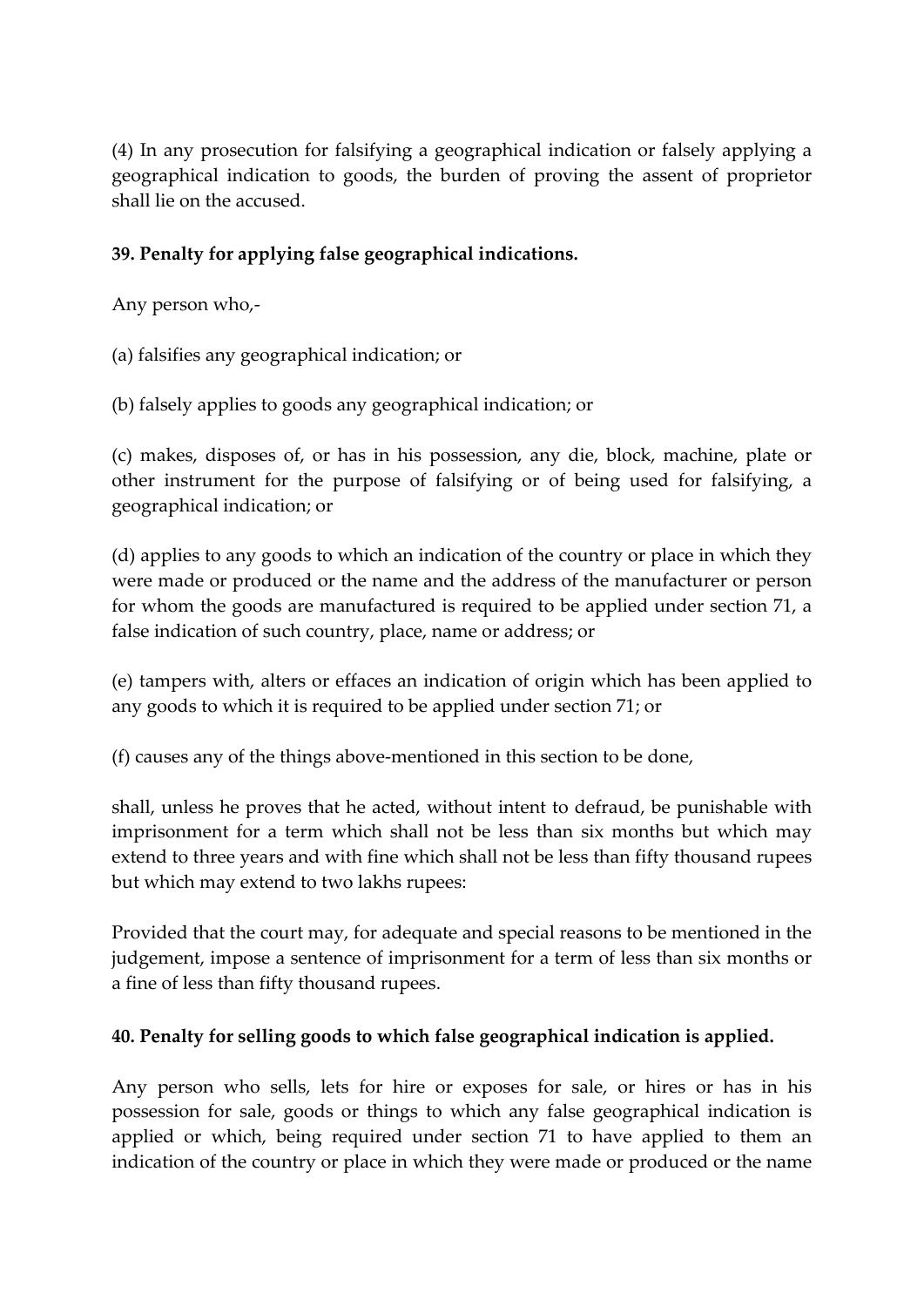(4) In any prosecution for falsifying a geographical indication or falsely applying a geographical indication to goods, the burden of proving the assent of proprietor shall lie on the accused.

**39. Penalty for applying false geographical indications.**

Any person who,-

(a) falsifies any geographical indication; or

(b) falsely applies to goods any geographical indication; or

(c) makes, disposes of, or has in his possession, any die, block, machine, plate or other instrument for the purpose of falsifying or of being used for falsifying, a geographical indication; or

(d) applies to any goods to which an indication of the country or place in which they were made or produced or the name and the address of the manufacturer or person for whom the goods are manufactured is required to be applied under section 71, a false indication of such country, place, name or address; or

(e) tampers with, alters or effaces an indication of origin which has been applied to any goods to which it is required to be applied under section 71; or

(f) causes any of the things above-mentioned in this section to be done,

shall, unless he proves that he acted, without intent to defraud, be punishable with imprisonment for a term which shall not be less than six months but which may extend to three years and with fine which shall not be less than fifty thousand rupees but which may extend to two lakhs rupees:

Provided that the court may, for adequate and special reasons to be mentioned in the judgement, impose a sentence of imprisonment for a term of less than six months or a fine of less than fifty thousand rupees.

**40. Penalty for selling goods to which false geographical indication is applied.**

Any person who sells, lets for hire or exposes for sale, or hires or has in his possession for sale, goods or things to which any false geographical indication is applied or which, being required under section 71 to have applied to them an indication of the country or place in which they were made or produced or the name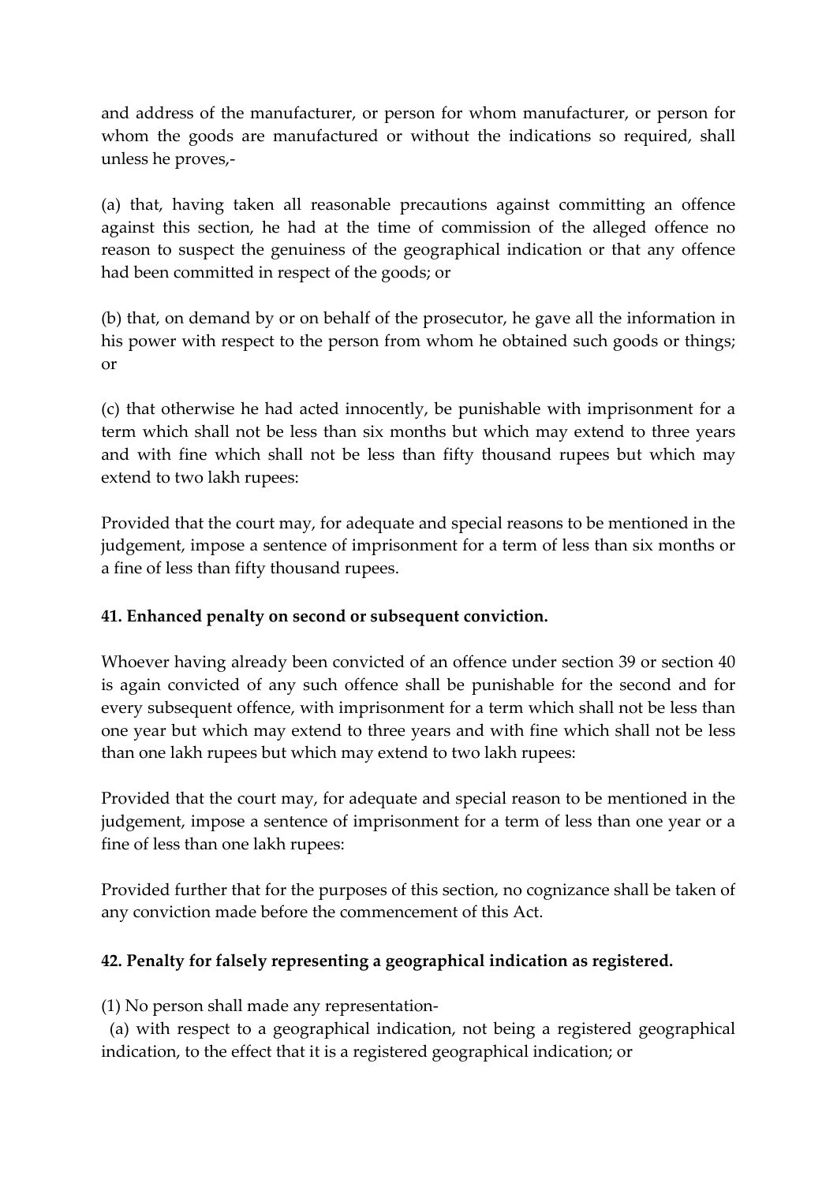and address of the manufacturer, or person for whom manufacturer, or person for whom the goods are manufactured or without the indications so required, shall unless he proves,-

(a) that, having taken all reasonable precautions against committing an offence against this section, he had at the time of commission of the alleged offence no reason to suspect the genuiness of the geographical indication or that any offence had been committed in respect of the goods; or

(b) that, on demand by or on behalf of the prosecutor, he gave all the information in his power with respect to the person from whom he obtained such goods or things; or

(c) that otherwise he had acted innocently, be punishable with imprisonment for a term which shall not be less than six months but which may extend to three years and with fine which shall not be less than fifty thousand rupees but which may extend to two lakh rupees:

Provided that the court may, for adequate and special reasons to be mentioned in the judgement, impose a sentence of imprisonment for a term of less than six months or a fine of less than fifty thousand rupees.

**41. Enhanced penalty on second or subsequent conviction.**

Whoever having already been convicted of an offence under section 39 or section 40 is again convicted of any such offence shall be punishable for the second and for every subsequent offence, with imprisonment for a term which shall not be less than one year but which may extend to three years and with fine which shall not be less than one lakh rupees but which may extend to two lakh rupees:

Provided that the court may, for adequate and special reason to be mentioned in the judgement, impose a sentence of imprisonment for a term of less than one year or a fine of less than one lakh rupees:

Provided further that for the purposes of this section, no cognizance shall be taken of any conviction made before the commencement of this Act.

**42. Penalty for falsely representing a geographical indication as registered.**

(1) No person shall made any representation-

(a) with respect to a geographical indication, not being a registered geographical indication, to the effect that it is a registered geographical indication; or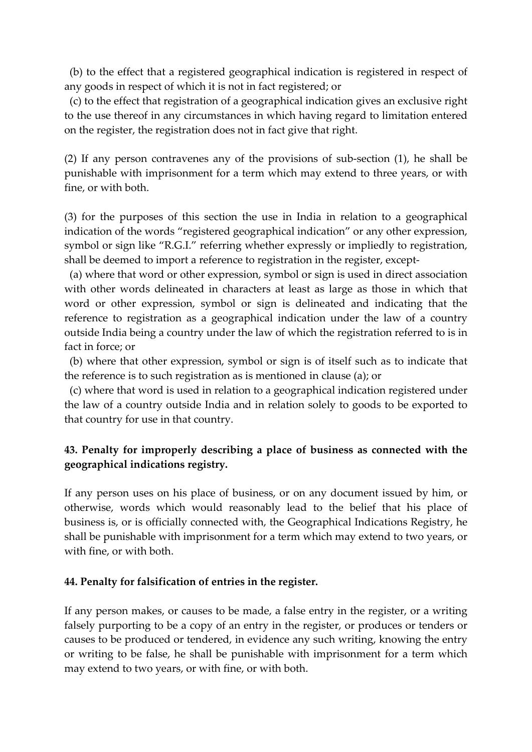(b) to the effect that a registered geographical indication is registered in respect of any goods in respect of which it is not in fact registered; or

(c) to the effect that registration of a geographical indication gives an exclusive right to the use thereof in any circumstances in which having regard to limitation entered on the register, the registration does not in fact give that right.

(2) If any person contravenes any of the provisions of sub-section (1), he shall be punishable with imprisonment for a term which may extend to three years, or with fine, or with both.

(3) for the purposes of this section the use in India in relation to a geographical indication of the words "registered geographical indication" or any other expression, symbol or sign like "R.G.I." referring whether expressly or impliedly to registration, shall be deemed to import a reference to registration in the register, except-

(a) where that word or other expression, symbol or sign is used in direct association with other words delineated in characters at least as large as those in which that word or other expression, symbol or sign is delineated and indicating that the reference to registration as a geographical indication under the law of a country outside India being a country under the law of which the registration referred to is in fact in force; or

(b) where that other expression, symbol or sign is of itself such as to indicate that the reference is to such registration as is mentioned in clause (a); or

(c) where that word is used in relation to a geographical indication registered under the law of a country outside India and in relation solely to goods to be exported to that country for use in that country.

**43. Penalty for improperly describing a place of business as connected with the geographical indications registry.**

If any person uses on his place of business, or on any document issued by him, or otherwise, words which would reasonably lead to the belief that his place of business is, or is officially connected with, the Geographical Indications Registry, he shall be punishable with imprisonment for a term which may extend to two years, or with fine, or with both.

**44. Penalty for falsification of entries in the register.**

If any person makes, or causes to be made, a false entry in the register, or a writing falsely purporting to be a copy of an entry in the register, or produces or tenders or causes to be produced or tendered, in evidence any such writing, knowing the entry or writing to be false, he shall be punishable with imprisonment for a term which may extend to two years, or with fine, or with both.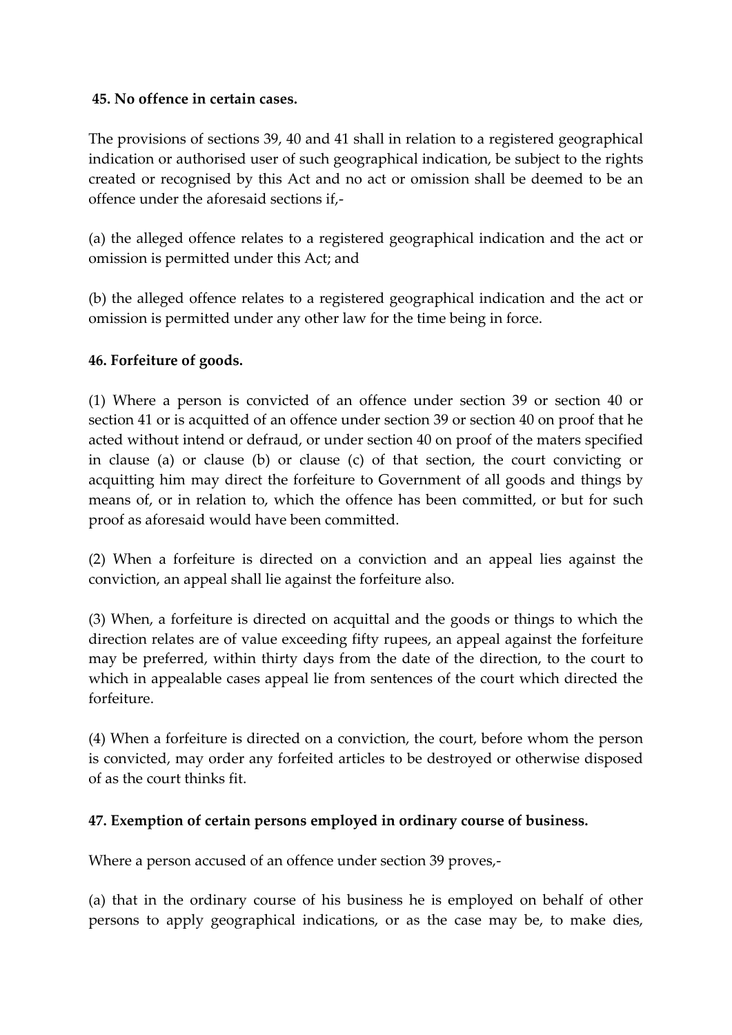**45. No offence in certain cases.**

The provisions of sections 39, 40 and 41 shall in relation to a registered geographical indication or authorised user of such geographical indication, be subject to the rights created or recognised by this Act and no act or omission shall be deemed to be an offence under the aforesaid sections if,-

(a) the alleged offence relates to a registered geographical indication and the act or omission is permitted under this Act; and

(b) the alleged offence relates to a registered geographical indication and the act or omission is permitted under any other law for the time being in force.

**46. Forfeiture of goods.**

(1) Where a person is convicted of an offence under section 39 or section 40 or section 41 or is acquitted of an offence under section 39 or section 40 on proof that he acted without intend or defraud, or under section 40 on proof of the maters specified in clause (a) or clause (b) or clause (c) of that section, the court convicting or acquitting him may direct the forfeiture to Government of all goods and things by means of, or in relation to, which the offence has been committed, or but for such proof as aforesaid would have been committed.

(2) When a forfeiture is directed on a conviction and an appeal lies against the conviction, an appeal shall lie against the forfeiture also.

(3) When, a forfeiture is directed on acquittal and the goods or things to which the direction relates are of value exceeding fifty rupees, an appeal against the forfeiture may be preferred, within thirty days from the date of the direction, to the court to which in appealable cases appeal lie from sentences of the court which directed the forfeiture.

(4) When a forfeiture is directed on a conviction, the court, before whom the person is convicted, may order any forfeited articles to be destroyed or otherwise disposed of as the court thinks fit.

**47. Exemption of certain persons employed in ordinary course of business.**

Where a person accused of an offence under section 39 proves,-

(a) that in the ordinary course of his business he is employed on behalf of other persons to apply geographical indications, or as the case may be, to make dies,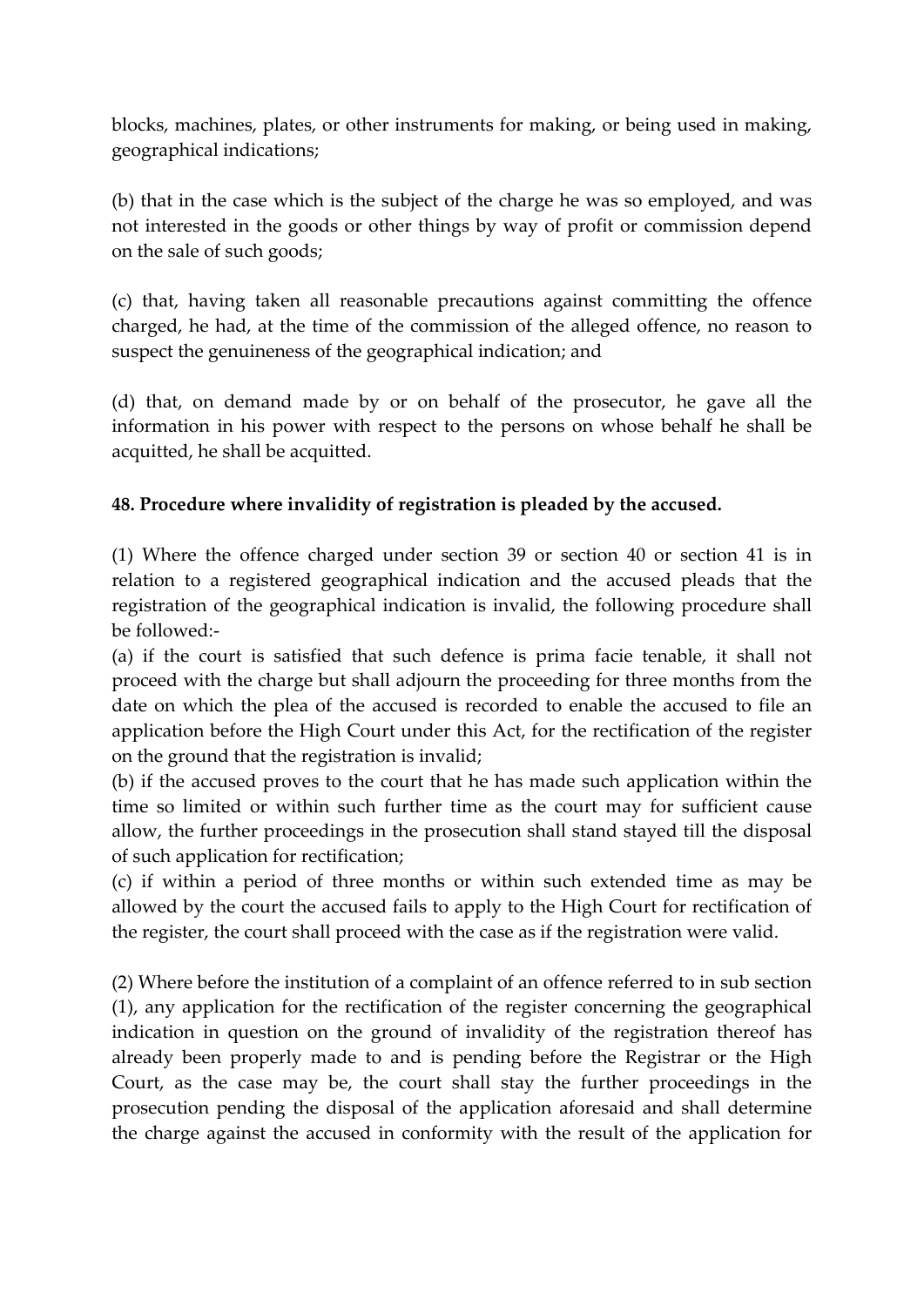blocks, machines, plates, or other instruments for making, or being used in making, geographical indications;

(b) that in the case which is the subject of the charge he was so employed, and was not interested in the goods or other things by way of profit or commission depend on the sale of such goods;

(c) that, having taken all reasonable precautions against committing the offence charged, he had, at the time of the commission of the alleged offence, no reason to suspect the genuineness of the geographical indication; and

(d) that, on demand made by or on behalf of the prosecutor, he gave all the information in his power with respect to the persons on whose behalf he shall be acquitted, he shall be acquitted.

**48. Procedure where invalidity of registration is pleaded by the accused.**

(1) Where the offence charged under section 39 or section 40 or section 41 is in relation to a registered geographical indication and the accused pleads that the registration of the geographical indication is invalid, the following procedure shall be followed:-
(a) if the court is satisfied that such defence is prima facie tenable, it shall not proceed with the charge but shall adjourn the proceeding for three months from the date on which the plea of the accused is recorded to enable the accused to file an application before the High Court under this Act, for the rectification of the register on the ground that the registration is invalid;
(b) if the accused proves to the court that he has made such application within the time so limited or within such further time as the court may for sufficient cause allow, the further proceedings in the prosecution shall stand stayed till the disposal of such application for rectification;
(c) if within a period of three months or within such extended time as may be allowed by the court the accused fails to apply to the High Court for rectification of the register, the court shall proceed with the case as if the registration were valid.

(2) Where before the institution of a complaint of an offence referred to in sub section (1), any application for the rectification of the register concerning the geographical indication in question on the ground of invalidity of the registration thereof has already been properly made to and is pending before the Registrar or the High Court, as the case may be, the court shall stay the further proceedings in the prosecution pending the disposal of the application aforesaid and shall determine the charge against the accused in conformity with the result of the application for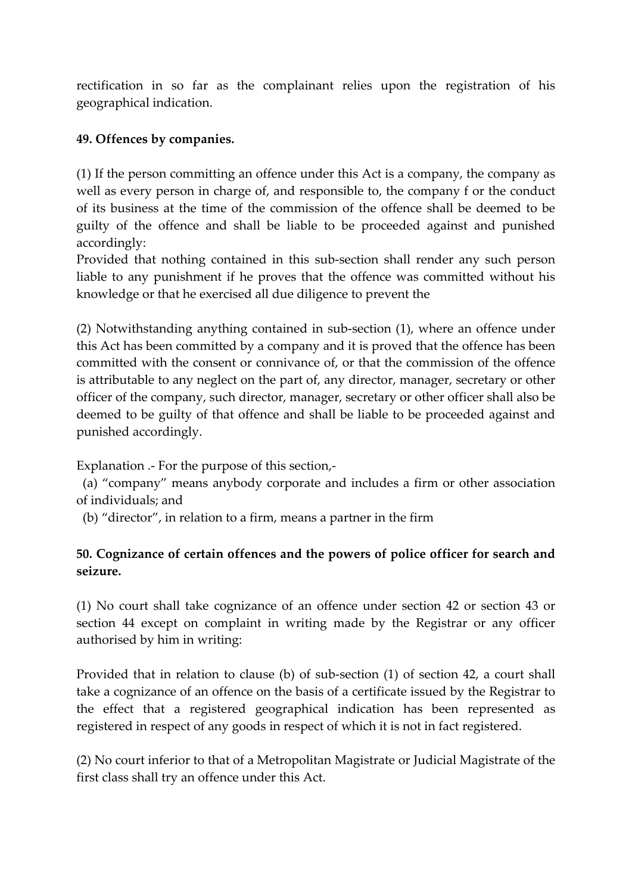rectification in so far as the complainant relies upon the registration of his geographical indication.

**49. Offences by companies.**

(1) If the person committing an offence under this Act is a company, the company as well as every person in charge of, and responsible to, the company f or the conduct of its business at the time of the commission of the offence shall be deemed to be guilty of the offence and shall be liable to be proceeded against and punished accordingly:
Provided that nothing contained in this sub-section shall render any such person liable to any punishment if he proves that the offence was committed without his knowledge or that he exercised all due diligence to prevent the

(2) Notwithstanding anything contained in sub-section (1), where an offence under this Act has been committed by a company and it is proved that the offence has been committed with the consent or connivance of, or that the commission of the offence is attributable to any neglect on the part of, any director, manager, secretary or other officer of the company, such director, manager, secretary or other officer shall also be deemed to be guilty of that offence and shall be liable to be proceeded against and punished accordingly.

Explanation .- For the purpose of this section,-

(a) "company" means anybody corporate and includes a firm or other association of individuals; and

(b) "director", in relation to a firm, means a partner in the firm

**50. Cognizance of certain offences and the powers of police officer for search and seizure.**

(1) No court shall take cognizance of an offence under section 42 or section 43 or section 44 except on complaint in writing made by the Registrar or any officer authorised by him in writing:

Provided that in relation to clause (b) of sub-section (1) of section 42, a court shall take a cognizance of an offence on the basis of a certificate issued by the Registrar to the effect that a registered geographical indication has been represented as registered in respect of any goods in respect of which it is not in fact registered.

(2) No court inferior to that of a Metropolitan Magistrate or Judicial Magistrate of the first class shall try an offence under this Act.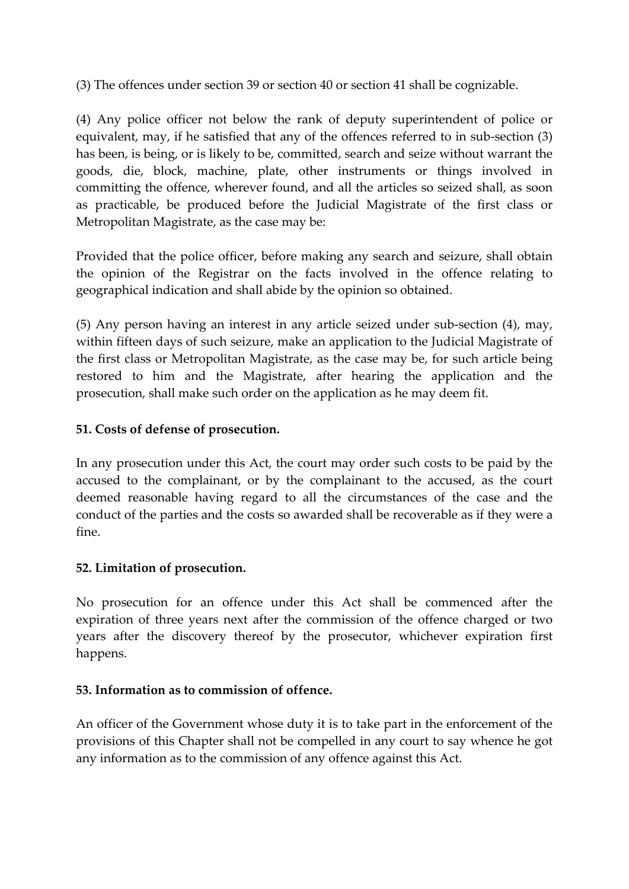(3) The offences under section 39 or section 40 or section 41 shall be cognizable.

(4) Any police officer not below the rank of deputy superintendent of police or equivalent, may, if he satisfied that any of the offences referred to in sub-section (3) has been, is being, or is likely to be, committed, search and seize without warrant the goods, die, block, machine, plate, other instruments or things involved in committing the offence, wherever found, and all the articles so seized shall, as soon as practicable, be produced before the Judicial Magistrate of the first class or Metropolitan Magistrate, as the case may be:

Provided that the police officer, before making any search and seizure, shall obtain the opinion of the Registrar on the facts involved in the offence relating to geographical indication and shall abide by the opinion so obtained.

(5) Any person having an interest in any article seized under sub-section (4), may, within fifteen days of such seizure, make an application to the Judicial Magistrate of the first class or Metropolitan Magistrate, as the case may be, for such article being restored to him and the Magistrate, after hearing the application and the prosecution, shall make such order on the application as he may deem fit.

**51. Costs of defense of prosecution.**

In any prosecution under this Act, the court may order such costs to be paid by the accused to the complainant, or by the complainant to the accused, as the court deemed reasonable having regard to all the circumstances of the case and the conduct of the parties and the costs so awarded shall be recoverable as if they were a fine.

**52. Limitation of prosecution.**

No prosecution for an offence under this Act shall be commenced after the expiration of three years next after the commission of the offence charged or two years after the discovery thereof by the prosecutor, whichever expiration first happens.

**53. Information as to commission of offence.**

An officer of the Government whose duty it is to take part in the enforcement of the provisions of this Chapter shall not be compelled in any court to say whence he got any information as to the commission of any offence against this Act.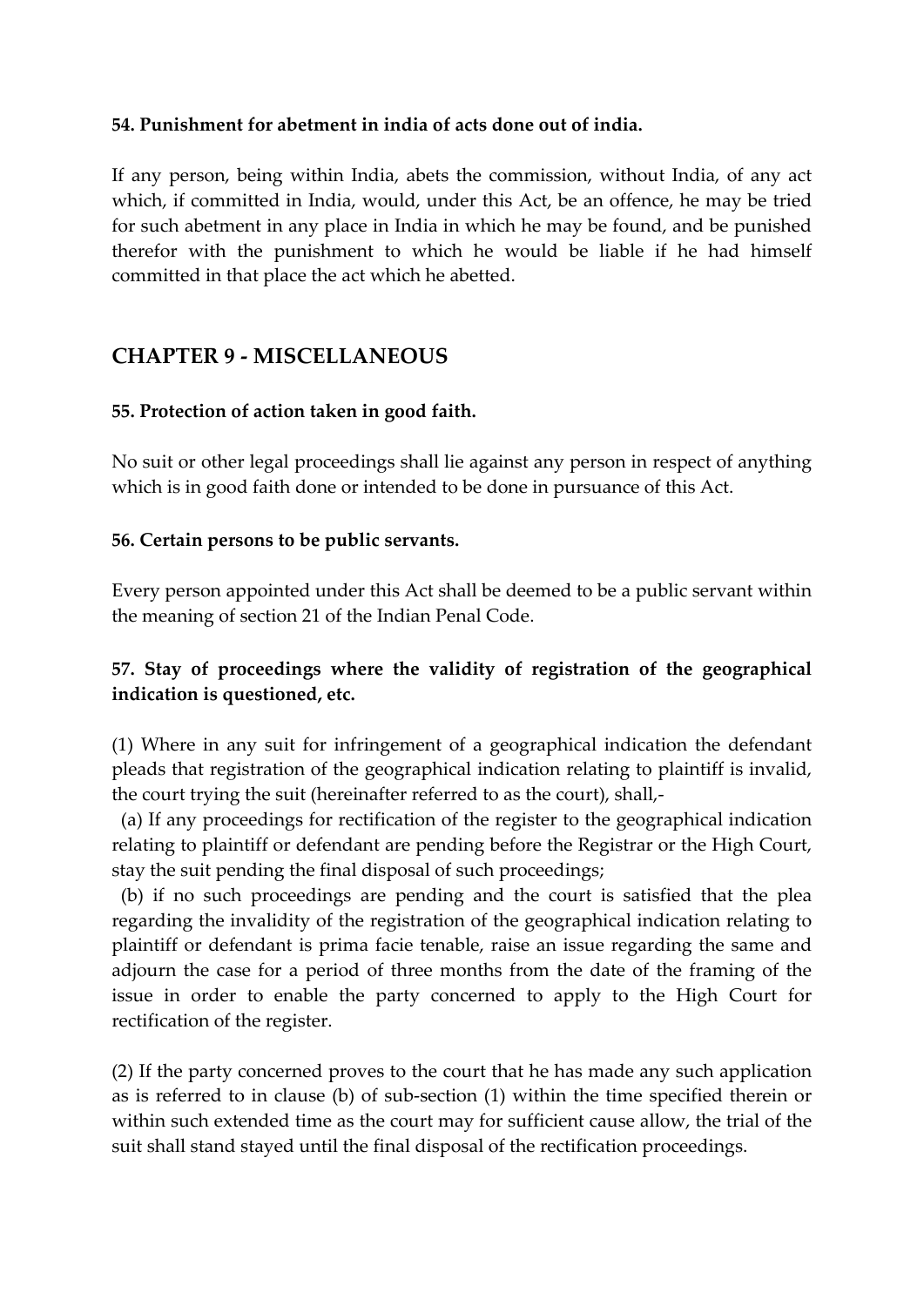**54. Punishment for abetment in india of acts done out of india.**

If any person, being within India, abets the commission, without India, of any act which, if committed in India, would, under this Act, be an offence, he may be tried for such abetment in any place in India in which he may be found, and be punished therefor with the punishment to which he would be liable if he had himself committed in that place the act which he abetted.

## CHAPTER 9 - MISCELLANEOUS

**55. Protection of action taken in good faith.**

No suit or other legal proceedings shall lie against any person in respect of anything which is in good faith done or intended to be done in pursuance of this Act.

**56. Certain persons to be public servants.**

Every person appointed under this Act shall be deemed to be a public servant within the meaning of section 21 of the Indian Penal Code.

**57. Stay of proceedings where the validity of registration of the geographical indication is questioned, etc.**

(1) Where in any suit for infringement of a geographical indication the defendant pleads that registration of the geographical indication relating to plaintiff is invalid, the court trying the suit (hereinafter referred to as the court), shall,-

(a) If any proceedings for rectification of the register to the geographical indication relating to plaintiff or defendant are pending before the Registrar or the High Court, stay the suit pending the final disposal of such proceedings;

(b) if no such proceedings are pending and the court is satisfied that the plea regarding the invalidity of the registration of the geographical indication relating to plaintiff or defendant is prima facie tenable, raise an issue regarding the same and adjourn the case for a period of three months from the date of the framing of the issue in order to enable the party concerned to apply to the High Court for rectification of the register.

(2) If the party concerned proves to the court that he has made any such application as is referred to in clause (b) of sub-section (1) within the time specified therein or within such extended time as the court may for sufficient cause allow, the trial of the suit shall stand stayed until the final disposal of the rectification proceedings.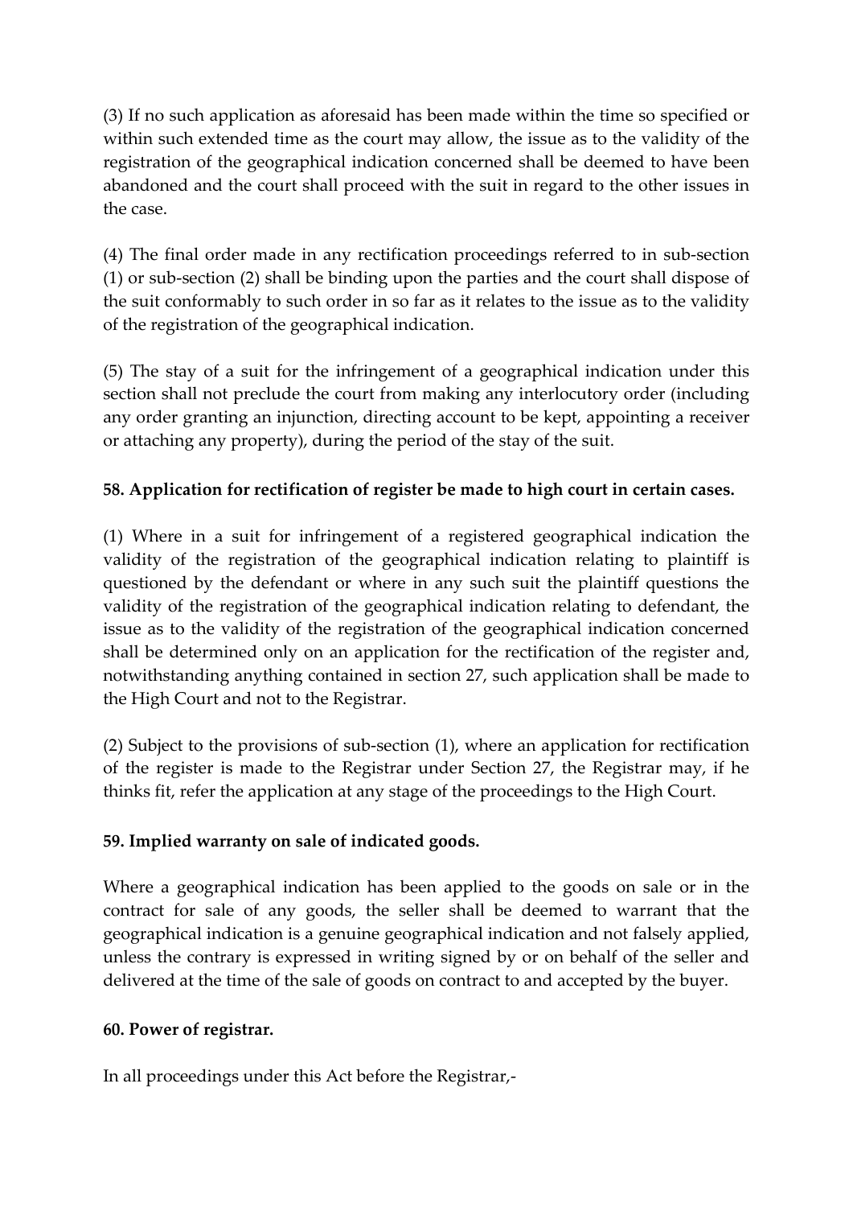(3) If no such application as aforesaid has been made within the time so specified or within such extended time as the court may allow, the issue as to the validity of the registration of the geographical indication concerned shall be deemed to have been abandoned and the court shall proceed with the suit in regard to the other issues in the case.

(4) The final order made in any rectification proceedings referred to in sub-section (1) or sub-section (2) shall be binding upon the parties and the court shall dispose of the suit conformably to such order in so far as it relates to the issue as to the validity of the registration of the geographical indication.

(5) The stay of a suit for the infringement of a geographical indication under this section shall not preclude the court from making any interlocutory order (including any order granting an injunction, directing account to be kept, appointing a receiver or attaching any property), during the period of the stay of the suit.

**58. Application for rectification of register be made to high court in certain cases.**

(1) Where in a suit for infringement of a registered geographical indication the validity of the registration of the geographical indication relating to plaintiff is questioned by the defendant or where in any such suit the plaintiff questions the validity of the registration of the geographical indication relating to defendant, the issue as to the validity of the registration of the geographical indication concerned shall be determined only on an application for the rectification of the register and, notwithstanding anything contained in section 27, such application shall be made to the High Court and not to the Registrar.

(2) Subject to the provisions of sub-section (1), where an application for rectification of the register is made to the Registrar under Section 27, the Registrar may, if he thinks fit, refer the application at any stage of the proceedings to the High Court.

**59. Implied warranty on sale of indicated goods.**

Where a geographical indication has been applied to the goods on sale or in the contract for sale of any goods, the seller shall be deemed to warrant that the geographical indication is a genuine geographical indication and not falsely applied, unless the contrary is expressed in writing signed by or on behalf of the seller and delivered at the time of the sale of goods on contract to and accepted by the buyer.

**60. Power of registrar.**

In all proceedings under this Act before the Registrar,-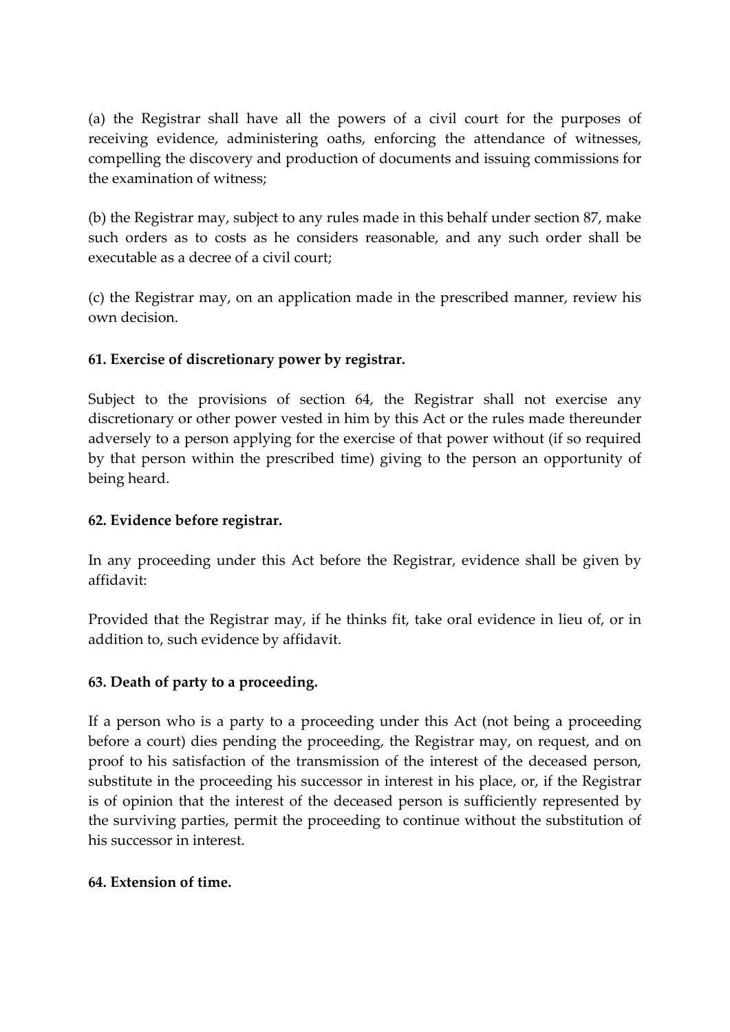(a) the Registrar shall have all the powers of a civil court for the purposes of receiving evidence, administering oaths, enforcing the attendance of witnesses, compelling the discovery and production of documents and issuing commissions for the examination of witness;

(b) the Registrar may, subject to any rules made in this behalf under section 87, make such orders as to costs as he considers reasonable, and any such order shall be executable as a decree of a civil court;

(c) the Registrar may, on an application made in the prescribed manner, review his own decision.

**61. Exercise of discretionary power by registrar.**

Subject to the provisions of section 64, the Registrar shall not exercise any discretionary or other power vested in him by this Act or the rules made thereunder adversely to a person applying for the exercise of that power without (if so required by that person within the prescribed time) giving to the person an opportunity of being heard.

**62. Evidence before registrar.**

In any proceeding under this Act before the Registrar, evidence shall be given by affidavit:

Provided that the Registrar may, if he thinks fit, take oral evidence in lieu of, or in addition to, such evidence by affidavit.

**63. Death of party to a proceeding.**

If a person who is a party to a proceeding under this Act (not being a proceeding before a court) dies pending the proceeding, the Registrar may, on request, and on proof to his satisfaction of the transmission of the interest of the deceased person, substitute in the proceeding his successor in interest in his place, or, if the Registrar is of opinion that the interest of the deceased person is sufficiently represented by the surviving parties, permit the proceeding to continue without the substitution of his successor in interest.

**64. Extension of time.**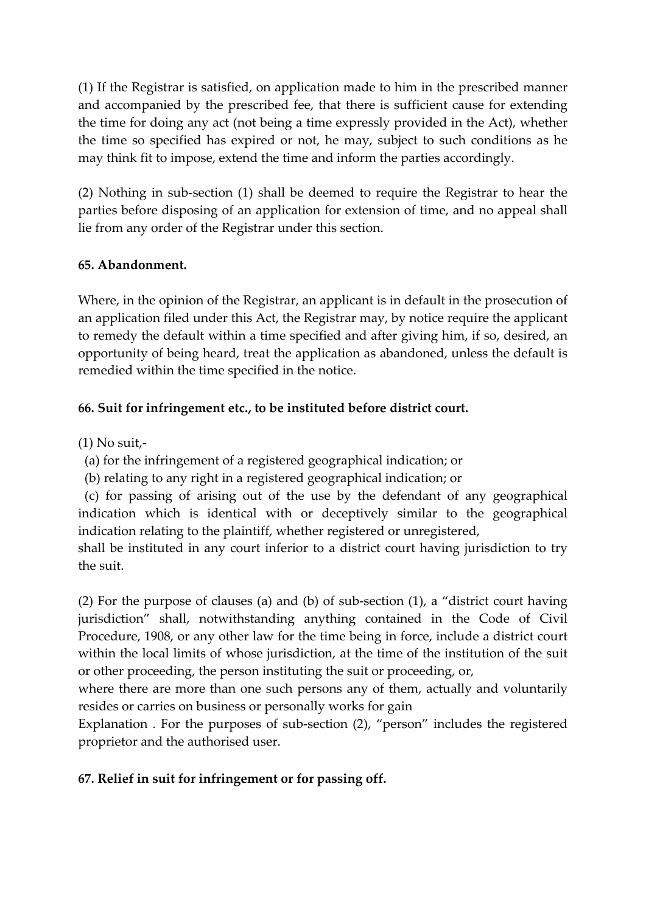(1) If the Registrar is satisfied, on application made to him in the prescribed manner and accompanied by the prescribed fee, that there is sufficient cause for extending the time for doing any act (not being a time expressly provided in the Act), whether the time so specified has expired or not, he may, subject to such conditions as he may think fit to impose, extend the time and inform the parties accordingly.

(2) Nothing in sub-section (1) shall be deemed to require the Registrar to hear the parties before disposing of an application for extension of time, and no appeal shall lie from any order of the Registrar under this section.

**65. Abandonment.**

Where, in the opinion of the Registrar, an applicant is in default in the prosecution of an application filed under this Act, the Registrar may, by notice require the applicant to remedy the default within a time specified and after giving him, if so, desired, an opportunity of being heard, treat the application as abandoned, unless the default is remedied within the time specified in the notice.

**66. Suit for infringement etc., to be instituted before district court.**

(1) No suit,-

(a) for the infringement of a registered geographical indication; or

(b) relating to any right in a registered geographical indication; or

(c) for passing of arising out of the use by the defendant of any geographical indication which is identical with or deceptively similar to the geographical indication relating to the plaintiff, whether registered or unregistered,

shall be instituted in any court inferior to a district court having jurisdiction to try the suit.

(2) For the purpose of clauses (a) and (b) of sub-section (1), a "district court having jurisdiction" shall, notwithstanding anything contained in the Code of Civil Procedure, 1908, or any other law for the time being in force, include a district court within the local limits of whose jurisdiction, at the time of the institution of the suit or other proceeding, the person instituting the suit or proceeding, or,

where there are more than one such persons any of them, actually and voluntarily resides or carries on business or personally works for gain

Explanation . For the purposes of sub-section (2), "person" includes the registered proprietor and the authorised user.

**67. Relief in suit for infringement or for passing off.**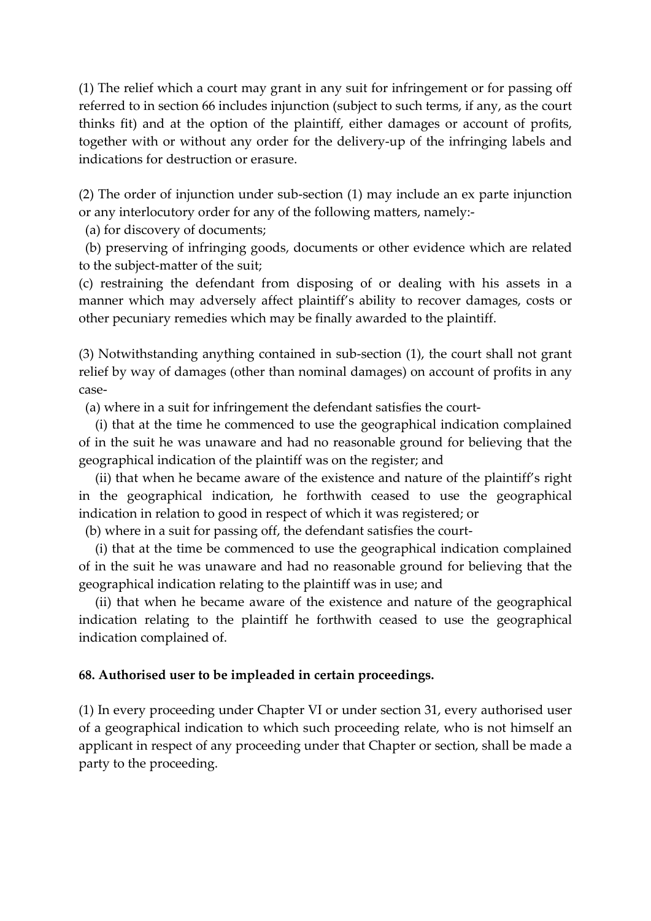(1) The relief which a court may grant in any suit for infringement or for passing off referred to in section 66 includes injunction (subject to such terms, if any, as the court thinks fit) and at the option of the plaintiff, either damages or account of profits, together with or without any order for the delivery-up of the infringing labels and indications for destruction or erasure.

(2) The order of injunction under sub-section (1) may include an ex parte injunction or any interlocutory order for any of the following matters, namely:-

(a) for discovery of documents;

(b) preserving of infringing goods, documents or other evidence which are related to the subject-matter of the suit;

(c) restraining the defendant from disposing of or dealing with his assets in a manner which may adversely affect plaintiff's ability to recover damages, costs or other pecuniary remedies which may be finally awarded to the plaintiff.

(3) Notwithstanding anything contained in sub-section (1), the court shall not grant relief by way of damages (other than nominal damages) on account of profits in any case-

(a) where in a suit for infringement the defendant satisfies the court-

(i) that at the time he commenced to use the geographical indication complained of in the suit he was unaware and had no reasonable ground for believing that the geographical indication of the plaintiff was on the register; and

(ii) that when he became aware of the existence and nature of the plaintiff's right in the geographical indication, he forthwith ceased to use the geographical indication in relation to good in respect of which it was registered; or

(b) where in a suit for passing off, the defendant satisfies the court-

(i) that at the time be commenced to use the geographical indication complained of in the suit he was unaware and had no reasonable ground for believing that the geographical indication relating to the plaintiff was in use; and

(ii) that when he became aware of the existence and nature of the geographical indication relating to the plaintiff he forthwith ceased to use the geographical indication complained of.

**68. Authorised user to be impleaded in certain proceedings.**

(1) In every proceeding under Chapter VI or under section 31, every authorised user of a geographical indication to which such proceeding relate, who is not himself an applicant in respect of any proceeding under that Chapter or section, shall be made a party to the proceeding.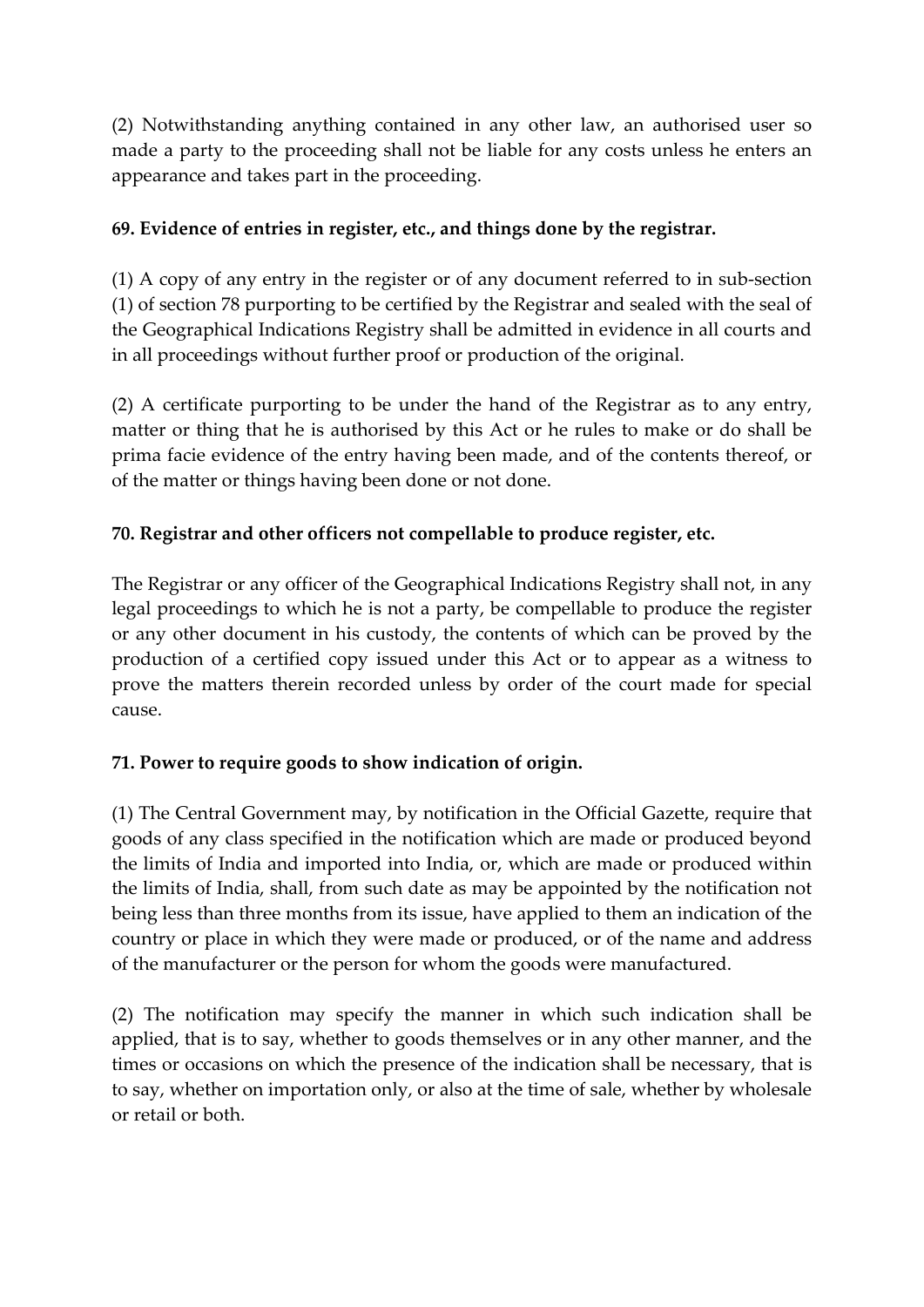(2) Notwithstanding anything contained in any other law, an authorised user so made a party to the proceeding shall not be liable for any costs unless he enters an appearance and takes part in the proceeding.

**69. Evidence of entries in register, etc., and things done by the registrar.**

(1) A copy of any entry in the register or of any document referred to in sub-section (1) of section 78 purporting to be certified by the Registrar and sealed with the seal of the Geographical Indications Registry shall be admitted in evidence in all courts and in all proceedings without further proof or production of the original.

(2) A certificate purporting to be under the hand of the Registrar as to any entry, matter or thing that he is authorised by this Act or he rules to make or do shall be prima facie evidence of the entry having been made, and of the contents thereof, or of the matter or things having been done or not done.

**70. Registrar and other officers not compellable to produce register, etc.**

The Registrar or any officer of the Geographical Indications Registry shall not, in any legal proceedings to which he is not a party, be compellable to produce the register or any other document in his custody, the contents of which can be proved by the production of a certified copy issued under this Act or to appear as a witness to prove the matters therein recorded unless by order of the court made for special cause.

**71. Power to require goods to show indication of origin.**

(1) The Central Government may, by notification in the Official Gazette, require that goods of any class specified in the notification which are made or produced beyond the limits of India and imported into India, or, which are made or produced within the limits of India, shall, from such date as may be appointed by the notification not being less than three months from its issue, have applied to them an indication of the country or place in which they were made or produced, or of the name and address of the manufacturer or the person for whom the goods were manufactured.

(2) The notification may specify the manner in which such indication shall be applied, that is to say, whether to goods themselves or in any other manner, and the times or occasions on which the presence of the indication shall be necessary, that is to say, whether on importation only, or also at the time of sale, whether by wholesale or retail or both.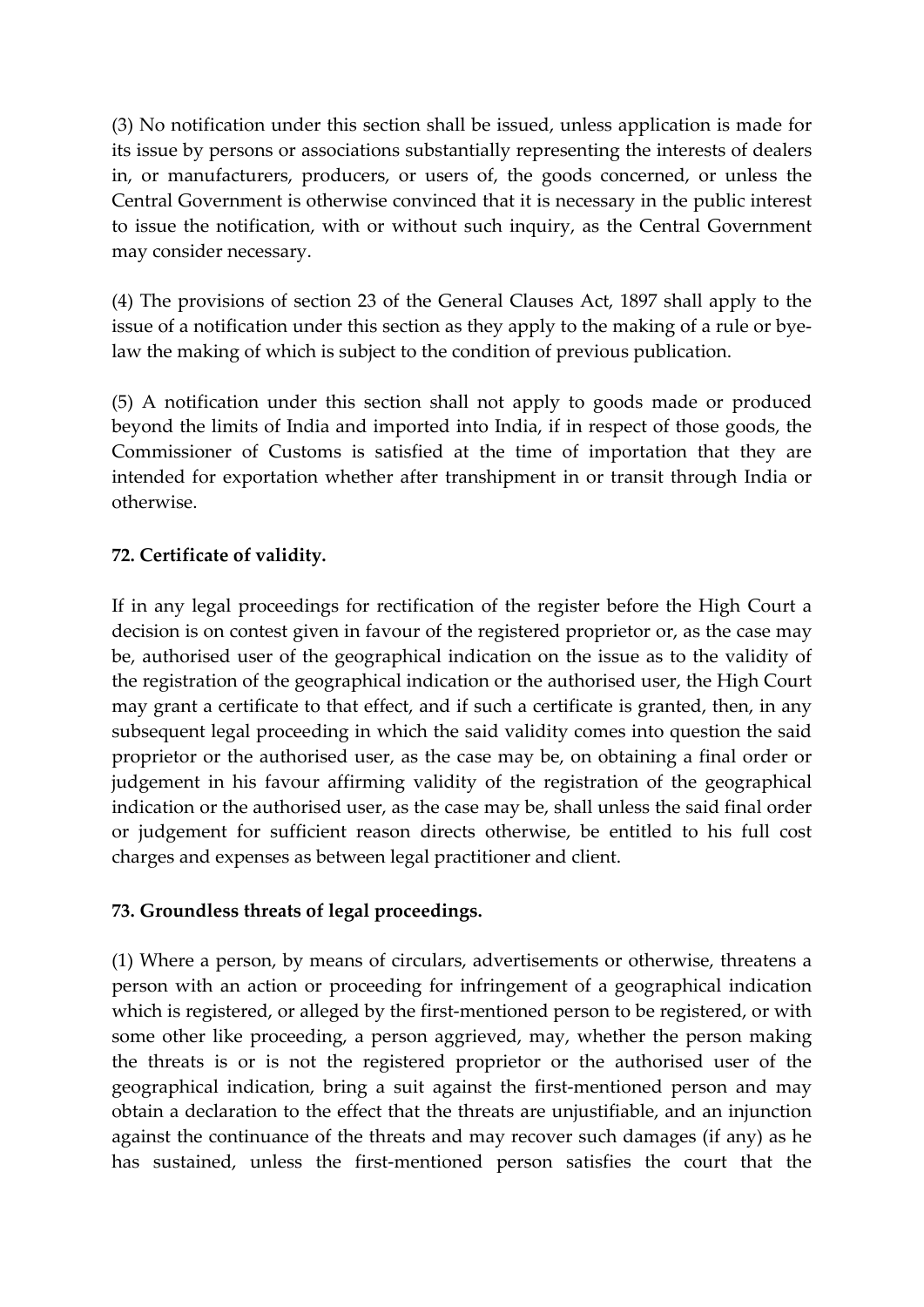(3) No notification under this section shall be issued, unless application is made for its issue by persons or associations substantially representing the interests of dealers in, or manufacturers, producers, or users of, the goods concerned, or unless the Central Government is otherwise convinced that it is necessary in the public interest to issue the notification, with or without such inquiry, as the Central Government may consider necessary.

(4) The provisions of section 23 of the General Clauses Act, 1897 shall apply to the issue of a notification under this section as they apply to the making of a rule or bye-law the making of which is subject to the condition of previous publication.

(5) A notification under this section shall not apply to goods made or produced beyond the limits of India and imported into India, if in respect of those goods, the Commissioner of Customs is satisfied at the time of importation that they are intended for exportation whether after transhipment in or transit through India or otherwise.

**72. Certificate of validity.**

If in any legal proceedings for rectification of the register before the High Court a decision is on contest given in favour of the registered proprietor or, as the case may be, authorised user of the geographical indication on the issue as to the validity of the registration of the geographical indication or the authorised user, the High Court may grant a certificate to that effect, and if such a certificate is granted, then, in any subsequent legal proceeding in which the said validity comes into question the said proprietor or the authorised user, as the case may be, on obtaining a final order or judgement in his favour affirming validity of the registration of the geographical indication or the authorised user, as the case may be, shall unless the said final order or judgement for sufficient reason directs otherwise, be entitled to his full cost charges and expenses as between legal practitioner and client.

**73. Groundless threats of legal proceedings.**

(1) Where a person, by means of circulars, advertisements or otherwise, threatens a person with an action or proceeding for infringement of a geographical indication which is registered, or alleged by the first-mentioned person to be registered, or with some other like proceeding, a person aggrieved, may, whether the person making the threats is or is not the registered proprietor or the authorised user of the geographical indication, bring a suit against the first-mentioned person and may obtain a declaration to the effect that the threats are unjustifiable, and an injunction against the continuance of the threats and may recover such damages (if any) as he has sustained, unless the first-mentioned person satisfies the court that the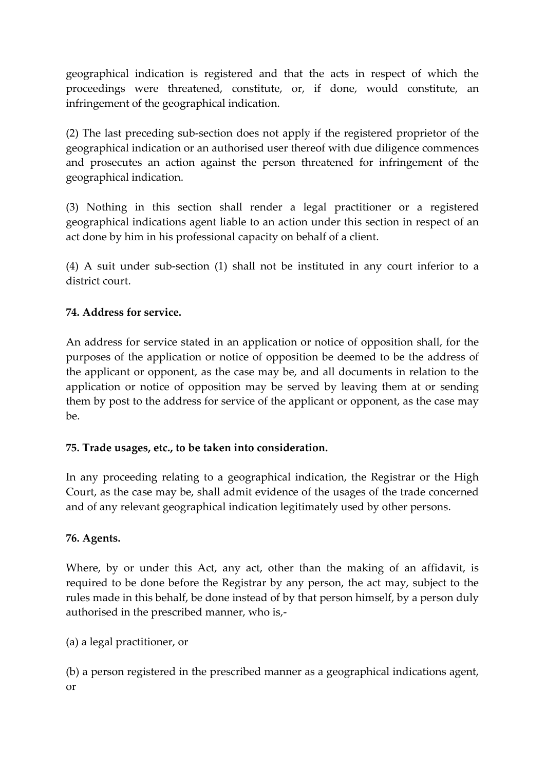geographical indication is registered and that the acts in respect of which the proceedings were threatened, constitute, or, if done, would constitute, an infringement of the geographical indication.

(2) The last preceding sub-section does not apply if the registered proprietor of the geographical indication or an authorised user thereof with due diligence commences and prosecutes an action against the person threatened for infringement of the geographical indication.

(3) Nothing in this section shall render a legal practitioner or a registered geographical indications agent liable to an action under this section in respect of an act done by him in his professional capacity on behalf of a client.

(4) A suit under sub-section (1) shall not be instituted in any court inferior to a district court.

**74. Address for service.**

An address for service stated in an application or notice of opposition shall, for the purposes of the application or notice of opposition be deemed to be the address of the applicant or opponent, as the case may be, and all documents in relation to the application or notice of opposition may be served by leaving them at or sending them by post to the address for service of the applicant or opponent, as the case may be.

**75. Trade usages, etc., to be taken into consideration.**

In any proceeding relating to a geographical indication, the Registrar or the High Court, as the case may be, shall admit evidence of the usages of the trade concerned and of any relevant geographical indication legitimately used by other persons.

**76. Agents.**

Where, by or under this Act, any act, other than the making of an affidavit, is required to be done before the Registrar by any person, the act may, subject to the rules made in this behalf, be done instead of by that person himself, by a person duly authorised in the prescribed manner, who is,-

(a) a legal practitioner, or

(b) a person registered in the prescribed manner as a geographical indications agent, or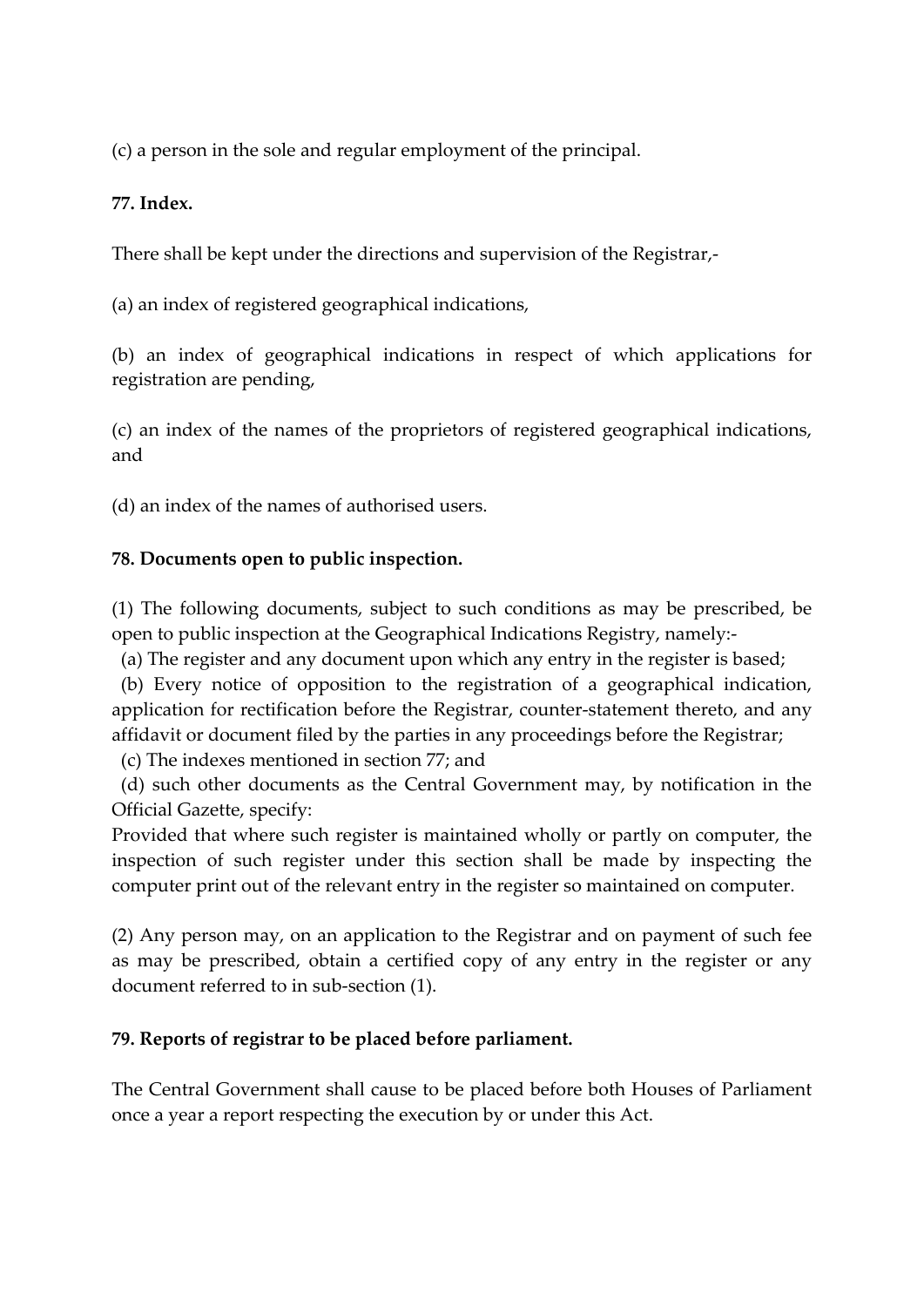(c) a person in the sole and regular employment of the principal.

**77. Index.**

There shall be kept under the directions and supervision of the Registrar,-

(a) an index of registered geographical indications,

(b) an index of geographical indications in respect of which applications for registration are pending,

(c) an index of the names of the proprietors of registered geographical indications, and

(d) an index of the names of authorised users.

**78. Documents open to public inspection.**

(1) The following documents, subject to such conditions as may be prescribed, be open to public inspection at the Geographical Indications Registry, namely:-

(a) The register and any document upon which any entry in the register is based;

(b) Every notice of opposition to the registration of a geographical indication, application for rectification before the Registrar, counter-statement thereto, and any affidavit or document filed by the parties in any proceedings before the Registrar;

(c) The indexes mentioned in section 77; and

(d) such other documents as the Central Government may, by notification in the Official Gazette, specify:

Provided that where such register is maintained wholly or partly on computer, the inspection of such register under this section shall be made by inspecting the computer print out of the relevant entry in the register so maintained on computer.

(2) Any person may, on an application to the Registrar and on payment of such fee as may be prescribed, obtain a certified copy of any entry in the register or any document referred to in sub-section (1).

**79. Reports of registrar to be placed before parliament.**

The Central Government shall cause to be placed before both Houses of Parliament once a year a report respecting the execution by or under this Act.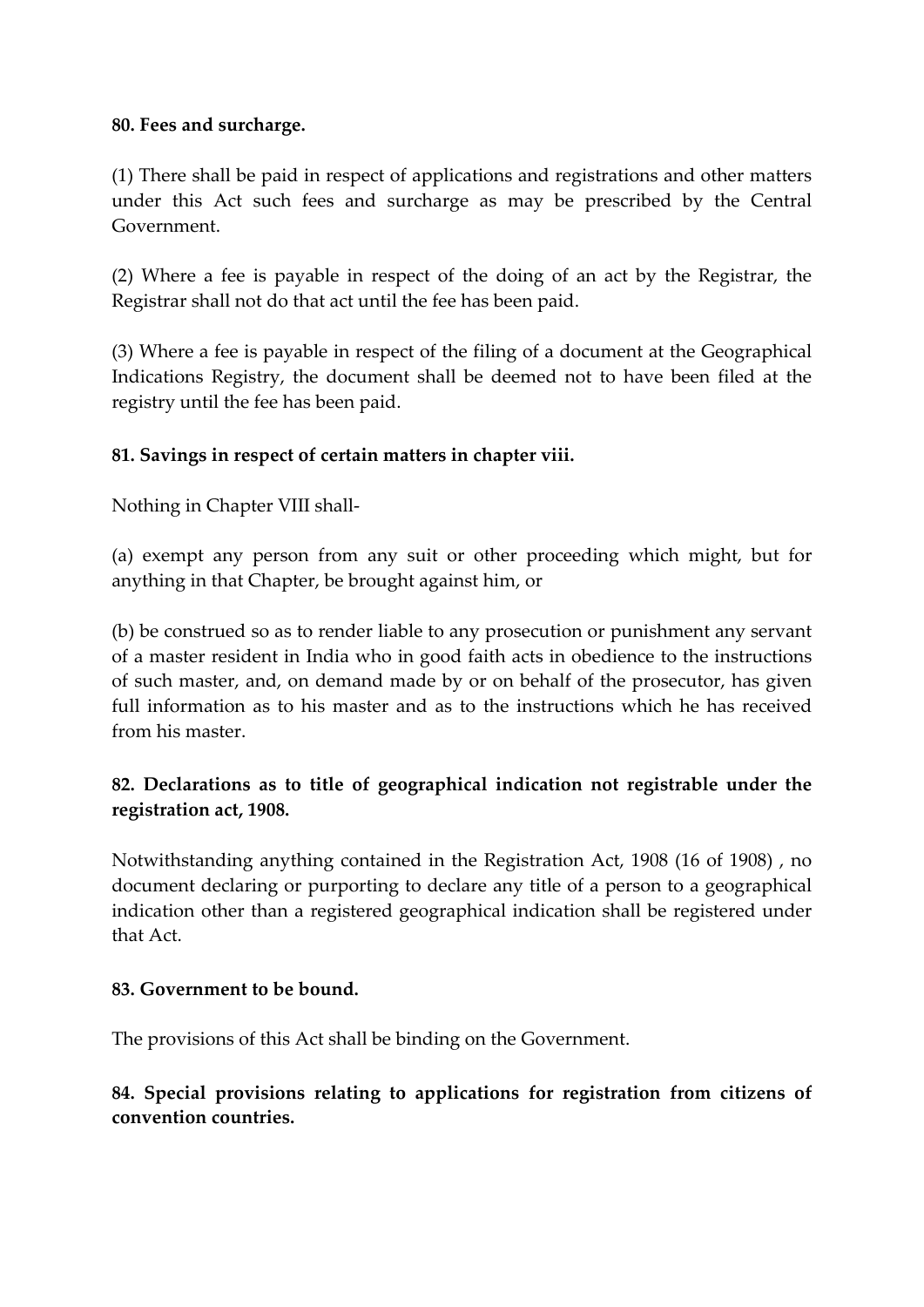**80. Fees and surcharge.**

(1) There shall be paid in respect of applications and registrations and other matters under this Act such fees and surcharge as may be prescribed by the Central Government.

(2) Where a fee is payable in respect of the doing of an act by the Registrar, the Registrar shall not do that act until the fee has been paid.

(3) Where a fee is payable in respect of the filing of a document at the Geographical Indications Registry, the document shall be deemed not to have been filed at the registry until the fee has been paid.

**81. Savings in respect of certain matters in chapter viii.**

Nothing in Chapter VIII shall-

(a) exempt any person from any suit or other proceeding which might, but for anything in that Chapter, be brought against him, or

(b) be construed so as to render liable to any prosecution or punishment any servant of a master resident in India who in good faith acts in obedience to the instructions of such master, and, on demand made by or on behalf of the prosecutor, has given full information as to his master and as to the instructions which he has received from his master.

**82. Declarations as to title of geographical indication not registrable under the registration act, 1908.**

Notwithstanding anything contained in the Registration Act, 1908 (16 of 1908) , no document declaring or purporting to declare any title of a person to a geographical indication other than a registered geographical indication shall be registered under that Act.

**83. Government to be bound.**

The provisions of this Act shall be binding on the Government.

**84. Special provisions relating to applications for registration from citizens of convention countries.**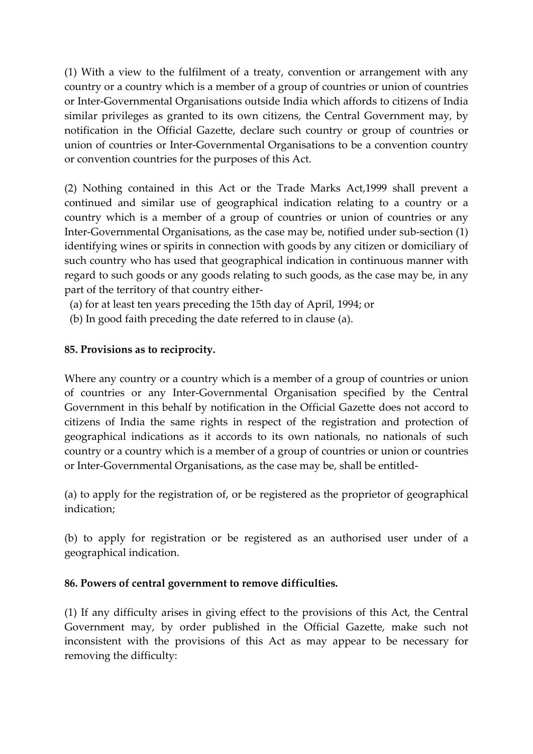(1) With a view to the fulfilment of a treaty, convention or arrangement with any country or a country which is a member of a group of countries or union of countries or Inter-Governmental Organisations outside India which affords to citizens of India similar privileges as granted to its own citizens, the Central Government may, by notification in the Official Gazette, declare such country or group of countries or union of countries or Inter-Governmental Organisations to be a convention country or convention countries for the purposes of this Act.

(2) Nothing contained in this Act or the Trade Marks Act,1999 shall prevent a continued and similar use of geographical indication relating to a country or a country which is a member of a group of countries or union of countries or any Inter-Governmental Organisations, as the case may be, notified under sub-section (1) identifying wines or spirits in connection with goods by any citizen or domiciliary of such country who has used that geographical indication in continuous manner with regard to such goods or any goods relating to such goods, as the case may be, in any part of the territory of that country either-

(a) for at least ten years preceding the 15th day of April, 1994; or

(b) In good faith preceding the date referred to in clause (a).

**85. Provisions as to reciprocity.**

Where any country or a country which is a member of a group of countries or union of countries or any Inter-Governmental Organisation specified by the Central Government in this behalf by notification in the Official Gazette does not accord to citizens of India the same rights in respect of the registration and protection of geographical indications as it accords to its own nationals, no nationals of such country or a country which is a member of a group of countries or union or countries or Inter-Governmental Organisations, as the case may be, shall be entitled-

(a) to apply for the registration of, or be registered as the proprietor of geographical indication;

(b) to apply for registration or be registered as an authorised user under of a geographical indication.

**86. Powers of central government to remove difficulties.**

(1) If any difficulty arises in giving effect to the provisions of this Act, the Central Government may, by order published in the Official Gazette, make such not inconsistent with the provisions of this Act as may appear to be necessary for removing the difficulty: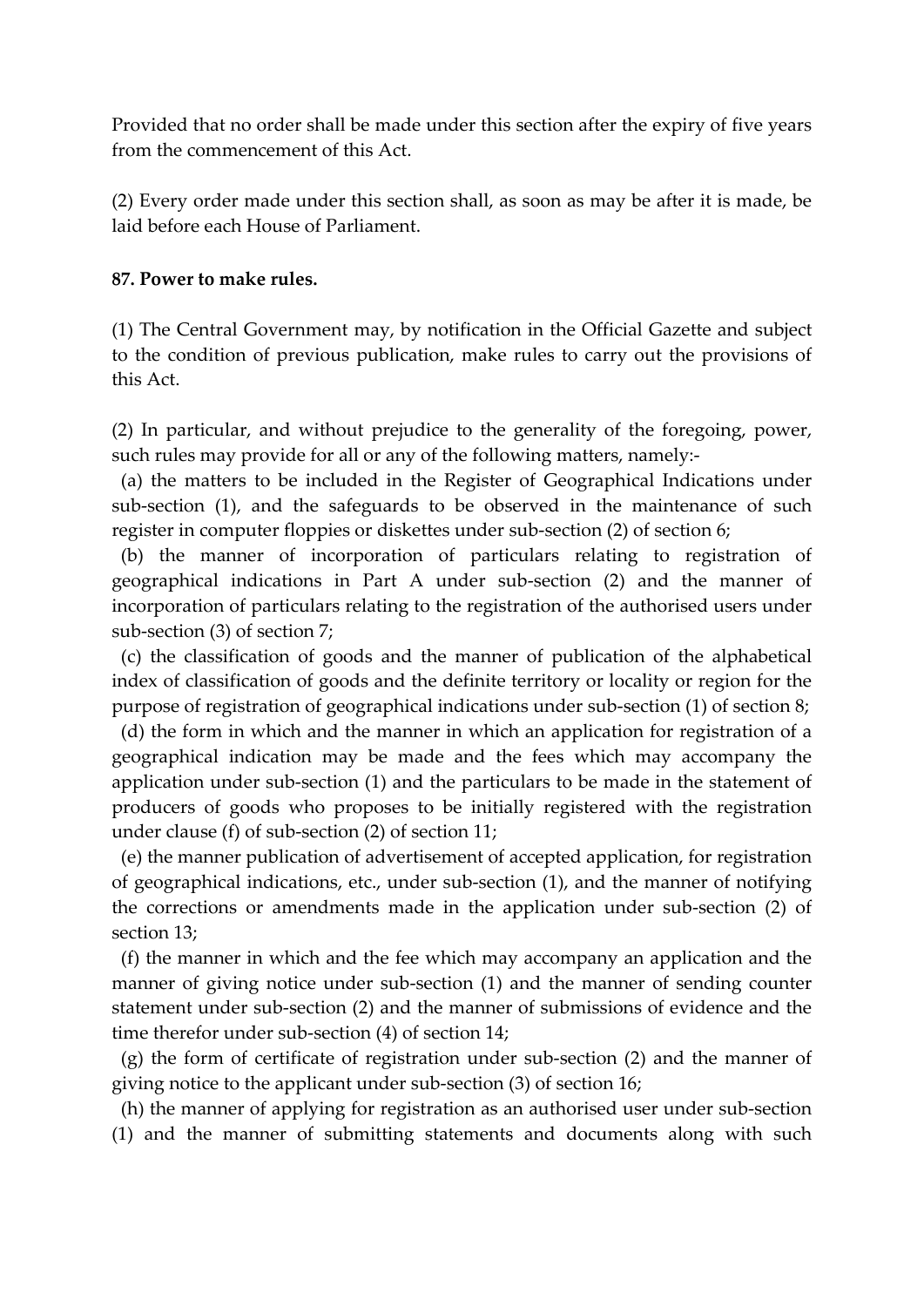Provided that no order shall be made under this section after the expiry of five years from the commencement of this Act.

(2) Every order made under this section shall, as soon as may be after it is made, be laid before each House of Parliament.

**87. Power to make rules.**

(1) The Central Government may, by notification in the Official Gazette and subject to the condition of previous publication, make rules to carry out the provisions of this Act.

(2) In particular, and without prejudice to the generality of the foregoing, power, such rules may provide for all or any of the following matters, namely:-

(a) the matters to be included in the Register of Geographical Indications under sub-section (1), and the safeguards to be observed in the maintenance of such register in computer floppies or diskettes under sub-section (2) of section 6;

(b) the manner of incorporation of particulars relating to registration of geographical indications in Part A under sub-section (2) and the manner of incorporation of particulars relating to the registration of the authorised users under sub-section (3) of section 7;

(c) the classification of goods and the manner of publication of the alphabetical index of classification of goods and the definite territory or locality or region for the purpose of registration of geographical indications under sub-section (1) of section 8;

(d) the form in which and the manner in which an application for registration of a geographical indication may be made and the fees which may accompany the application under sub-section (1) and the particulars to be made in the statement of producers of goods who proposes to be initially registered with the registration under clause (f) of sub-section (2) of section 11;

(e) the manner publication of advertisement of accepted application, for registration of geographical indications, etc., under sub-section (1), and the manner of notifying the corrections or amendments made in the application under sub-section (2) of section 13;

(f) the manner in which and the fee which may accompany an application and the manner of giving notice under sub-section (1) and the manner of sending counter statement under sub-section (2) and the manner of submissions of evidence and the time therefor under sub-section (4) of section 14;

(g) the form of certificate of registration under sub-section (2) and the manner of giving notice to the applicant under sub-section (3) of section 16;

(h) the manner of applying for registration as an authorised user under sub-section (1) and the manner of submitting statements and documents along with such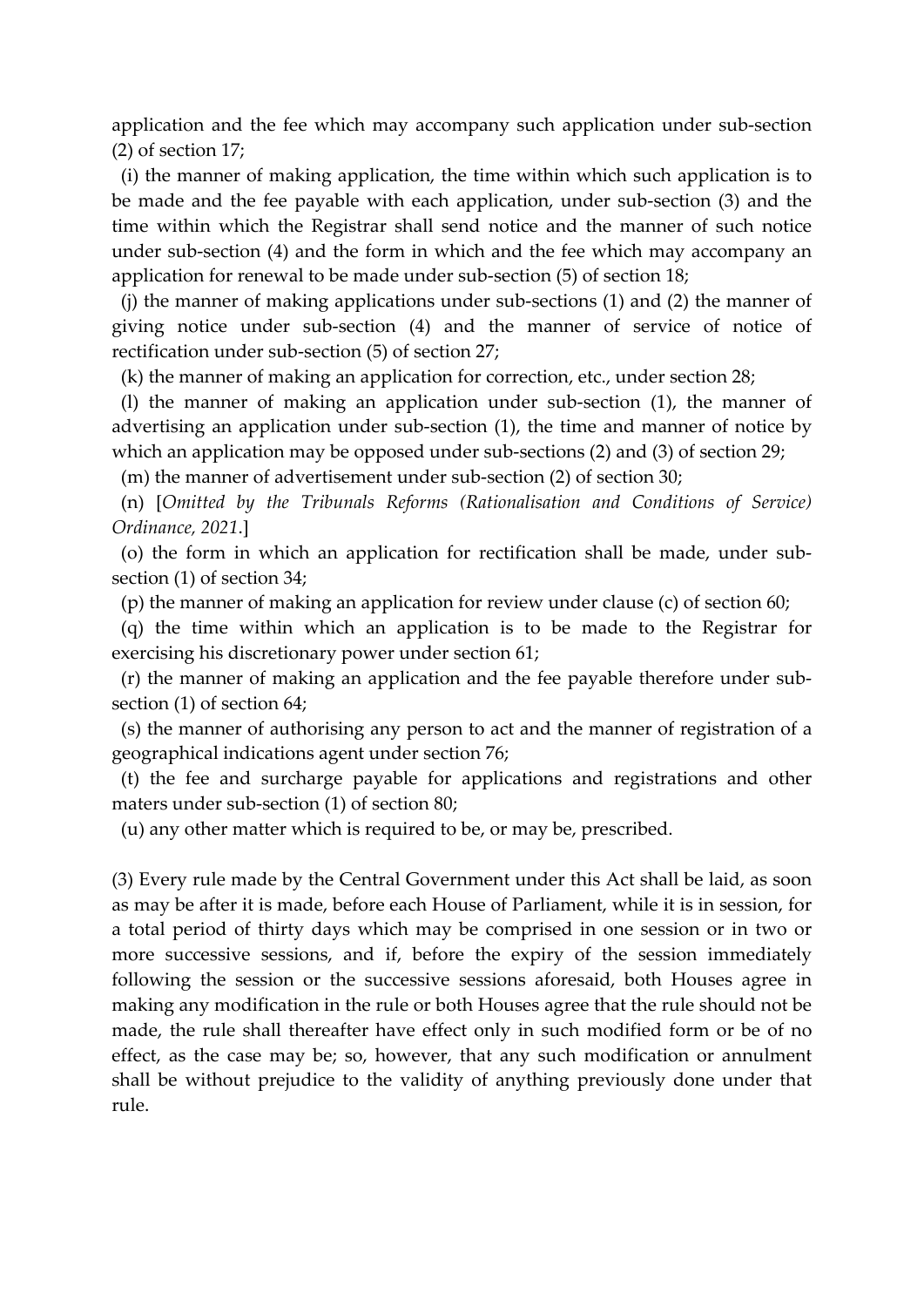application and the fee which may accompany such application under sub-section (2) of section 17;

(i) the manner of making application, the time within which such application is to be made and the fee payable with each application, under sub-section (3) and the time within which the Registrar shall send notice and the manner of such notice under sub-section (4) and the form in which and the fee which may accompany an application for renewal to be made under sub-section (5) of section 18;

(j) the manner of making applications under sub-sections (1) and (2) the manner of giving notice under sub-section (4) and the manner of service of notice of rectification under sub-section (5) of section 27;

(k) the manner of making an application for correction, etc., under section 28;

(l) the manner of making an application under sub-section (1), the manner of advertising an application under sub-section (1), the time and manner of notice by which an application may be opposed under sub-sections (2) and (3) of section 29;

(m) the manner of advertisement under sub-section (2) of section 30;

(n) [*Omitted by the Tribunals Reforms (Rationalisation and Conditions of Service) Ordinance, 2021*.]

(o) the form in which an application for rectification shall be made, under sub-section (1) of section 34;

(p) the manner of making an application for review under clause (c) of section 60;

(q) the time within which an application is to be made to the Registrar for exercising his discretionary power under section 61;

(r) the manner of making an application and the fee payable therefore under sub-section (1) of section 64;

(s) the manner of authorising any person to act and the manner of registration of a geographical indications agent under section 76;

(t) the fee and surcharge payable for applications and registrations and other maters under sub-section (1) of section 80;

(u) any other matter which is required to be, or may be, prescribed.

(3) Every rule made by the Central Government under this Act shall be laid, as soon as may be after it is made, before each House of Parliament, while it is in session, for a total period of thirty days which may be comprised in one session or in two or more successive sessions, and if, before the expiry of the session immediately following the session or the successive sessions aforesaid, both Houses agree in making any modification in the rule or both Houses agree that the rule should not be made, the rule shall thereafter have effect only in such modified form or be of no effect, as the case may be; so, however, that any such modification or annulment shall be without prejudice to the validity of anything previously done under that rule.